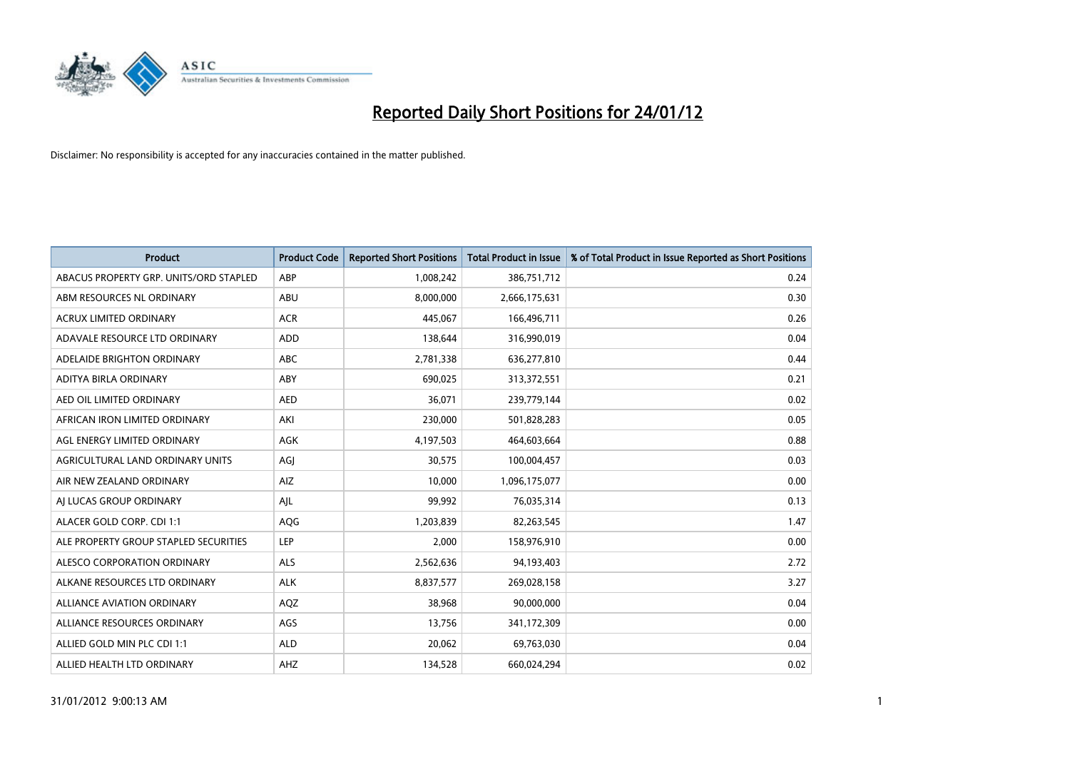# Reported Daily Short Positions for 24/01/12

Disclaimer: No responsibility is accepted for any inaccuracies contained in the matter published.

| Product | Product Code | Reported Short Positions | Total Product in Issue | % of Total Product in Issue Reported as Short Positions |
|---|---|---|---|---|
| ABACUS PROPERTY GRP. UNITS/ORD STAPLED | ABP | 1,008,242 | 386,751,712 | 0.24 |
| ABM RESOURCES NL ORDINARY | ABU | 8,000,000 | 2,666,175,631 | 0.30 |
| ACRUX LIMITED ORDINARY | ACR | 445,067 | 166,496,711 | 0.26 |
| ADAVALE RESOURCE LTD ORDINARY | ADD | 138,644 | 316,990,019 | 0.04 |
| ADELAIDE BRIGHTON ORDINARY | ABC | 2,781,338 | 636,277,810 | 0.44 |
| ADITYA BIRLA ORDINARY | ABY | 690,025 | 313,372,551 | 0.21 |
| AED OIL LIMITED ORDINARY | AED | 36,071 | 239,779,144 | 0.02 |
| AFRICAN IRON LIMITED ORDINARY | AKI | 230,000 | 501,828,283 | 0.05 |
| AGL ENERGY LIMITED ORDINARY | AGK | 4,197,503 | 464,603,664 | 0.88 |
| AGRICULTURAL LAND ORDINARY UNITS | AGJ | 30,575 | 100,004,457 | 0.03 |
| AIR NEW ZEALAND ORDINARY | AIZ | 10,000 | 1,096,175,077 | 0.00 |
| AJ LUCAS GROUP ORDINARY | AJL | 99,992 | 76,035,314 | 0.13 |
| ALACER GOLD CORP. CDI 1:1 | AQG | 1,203,839 | 82,263,545 | 1.47 |
| ALE PROPERTY GROUP STAPLED SECURITIES | LEP | 2,000 | 158,976,910 | 0.00 |
| ALESCO CORPORATION ORDINARY | ALS | 2,562,636 | 94,193,403 | 2.72 |
| ALKANE RESOURCES LTD ORDINARY | ALK | 8,837,577 | 269,028,158 | 3.27 |
| ALLIANCE AVIATION ORDINARY | AQZ | 38,968 | 90,000,000 | 0.04 |
| ALLIANCE RESOURCES ORDINARY | AGS | 13,756 | 341,172,309 | 0.00 |
| ALLIED GOLD MIN PLC CDI 1:1 | ALD | 20,062 | 69,763,030 | 0.04 |
| ALLIED HEALTH LTD ORDINARY | AHZ | 134,528 | 660,024,294 | 0.02 |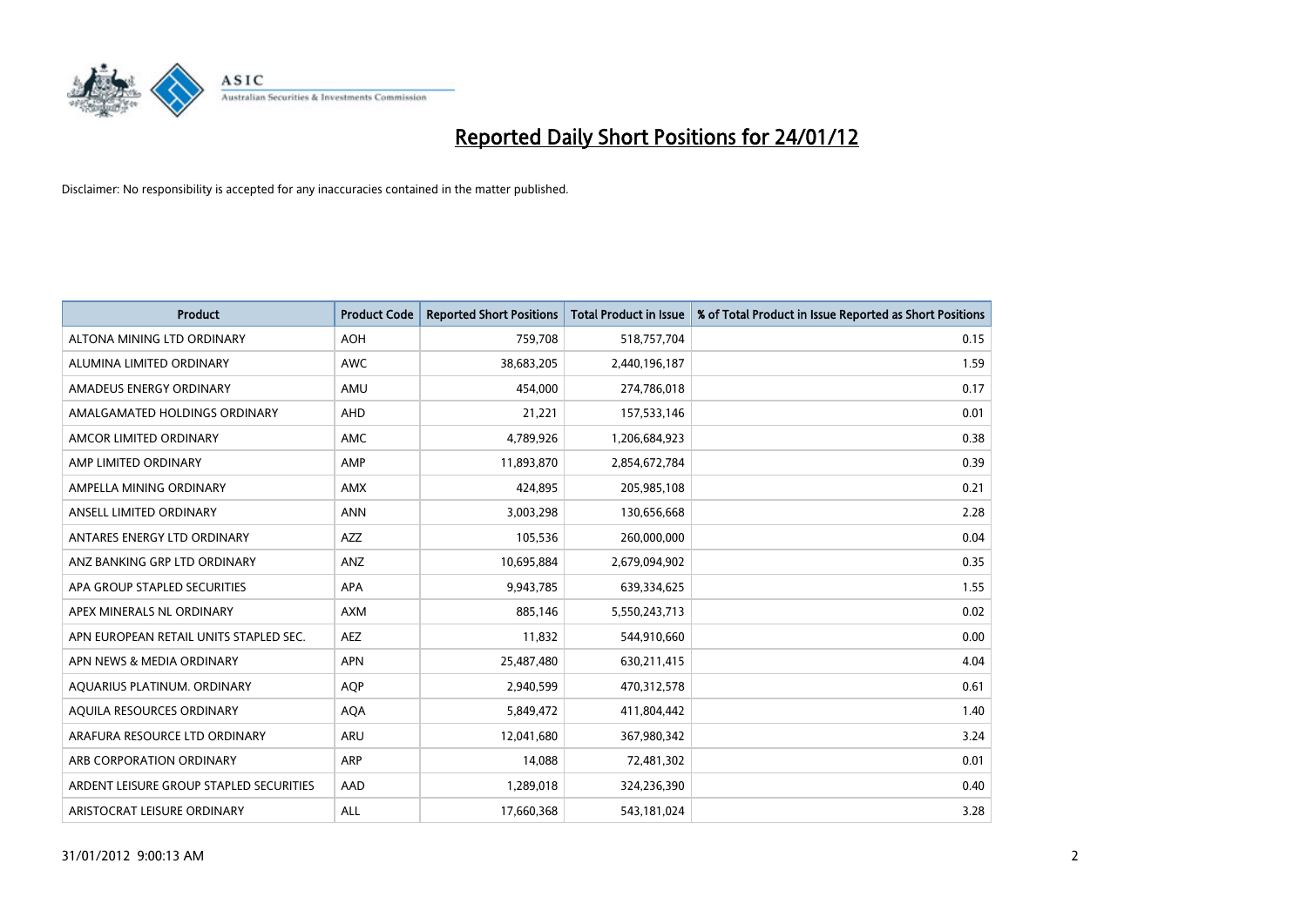# Reported Daily Short Positions for 24/01/12

Disclaimer: No responsibility is accepted for any inaccuracies contained in the matter published.

| Product | Product Code | Reported Short Positions | Total Product in Issue | % of Total Product in Issue Reported as Short Positions |
|---|---|---|---|---|
| ALTONA MINING LTD ORDINARY | AOH | 759,708 | 518,757,704 | 0.15 |
| ALUMINA LIMITED ORDINARY | AWC | 38,683,205 | 2,440,196,187 | 1.59 |
| AMADEUS ENERGY ORDINARY | AMU | 454,000 | 274,786,018 | 0.17 |
| AMALGAMATED HOLDINGS ORDINARY | AHD | 21,221 | 157,533,146 | 0.01 |
| AMCOR LIMITED ORDINARY | AMC | 4,789,926 | 1,206,684,923 | 0.38 |
| AMP LIMITED ORDINARY | AMP | 11,893,870 | 2,854,672,784 | 0.39 |
| AMPELLA MINING ORDINARY | AMX | 424,895 | 205,985,108 | 0.21 |
| ANSELL LIMITED ORDINARY | ANN | 3,003,298 | 130,656,668 | 2.28 |
| ANTARES ENERGY LTD ORDINARY | AZZ | 105,536 | 260,000,000 | 0.04 |
| ANZ BANKING GRP LTD ORDINARY | ANZ | 10,695,884 | 2,679,094,902 | 0.35 |
| APA GROUP STAPLED SECURITIES | APA | 9,943,785 | 639,334,625 | 1.55 |
| APEX MINERALS NL ORDINARY | AXM | 885,146 | 5,550,243,713 | 0.02 |
| APN EUROPEAN RETAIL UNITS STAPLED SEC. | AEZ | 11,832 | 544,910,660 | 0.00 |
| APN NEWS & MEDIA ORDINARY | APN | 25,487,480 | 630,211,415 | 4.04 |
| AQUARIUS PLATINUM. ORDINARY | AQP | 2,940,599 | 470,312,578 | 0.61 |
| AQUILA RESOURCES ORDINARY | AQA | 5,849,472 | 411,804,442 | 1.40 |
| ARAFURA RESOURCE LTD ORDINARY | ARU | 12,041,680 | 367,980,342 | 3.24 |
| ARB CORPORATION ORDINARY | ARP | 14,088 | 72,481,302 | 0.01 |
| ARDENT LEISURE GROUP STAPLED SECURITIES | AAD | 1,289,018 | 324,236,390 | 0.40 |
| ARISTOCRAT LEISURE ORDINARY | ALL | 17,660,368 | 543,181,024 | 3.28 |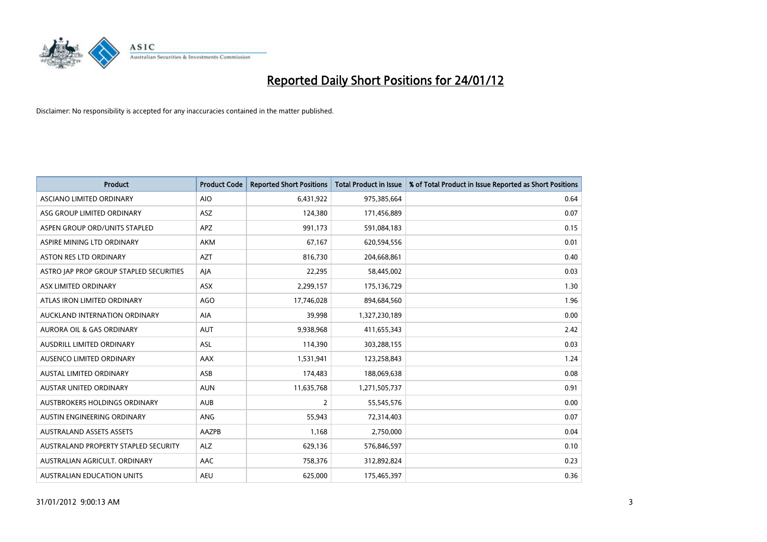# Reported Daily Short Positions for 24/01/12

Disclaimer: No responsibility is accepted for any inaccuracies contained in the matter published.

| Product | Product Code | Reported Short Positions | Total Product in Issue | % of Total Product in Issue Reported as Short Positions |
|---|---|---|---|---|
| ASCIANO LIMITED ORDINARY | AIO | 6,431,922 | 975,385,664 | 0.64 |
| ASG GROUP LIMITED ORDINARY | ASZ | 124,380 | 171,456,889 | 0.07 |
| ASPEN GROUP ORD/UNITS STAPLED | APZ | 991,173 | 591,084,183 | 0.15 |
| ASPIRE MINING LTD ORDINARY | AKM | 67,167 | 620,594,556 | 0.01 |
| ASTON RES LTD ORDINARY | AZT | 816,730 | 204,668,861 | 0.40 |
| ASTRO JAP PROP GROUP STAPLED SECURITIES | AJA | 22,295 | 58,445,002 | 0.03 |
| ASX LIMITED ORDINARY | ASX | 2,299,157 | 175,136,729 | 1.30 |
| ATLAS IRON LIMITED ORDINARY | AGO | 17,746,028 | 894,684,560 | 1.96 |
| AUCKLAND INTERNATION ORDINARY | AIA | 39,998 | 1,327,230,189 | 0.00 |
| AURORA OIL & GAS ORDINARY | AUT | 9,938,968 | 411,655,343 | 2.42 |
| AUSDRILL LIMITED ORDINARY | ASL | 114,390 | 303,288,155 | 0.03 |
| AUSENCO LIMITED ORDINARY | AAX | 1,531,941 | 123,258,843 | 1.24 |
| AUSTAL LIMITED ORDINARY | ASB | 174,483 | 188,069,638 | 0.08 |
| AUSTAR UNITED ORDINARY | AUN | 11,635,768 | 1,271,505,737 | 0.91 |
| AUSTBROKERS HOLDINGS ORDINARY | AUB | 2 | 55,545,576 | 0.00 |
| AUSTIN ENGINEERING ORDINARY | ANG | 55,943 | 72,314,403 | 0.07 |
| AUSTRALAND ASSETS ASSETS | AAZPB | 1,168 | 2,750,000 | 0.04 |
| AUSTRALAND PROPERTY STAPLED SECURITY | ALZ | 629,136 | 576,846,597 | 0.10 |
| AUSTRALIAN AGRICULT. ORDINARY | AAC | 758,376 | 312,892,824 | 0.23 |
| AUSTRALIAN EDUCATION UNITS | AEU | 625,000 | 175,465,397 | 0.36 |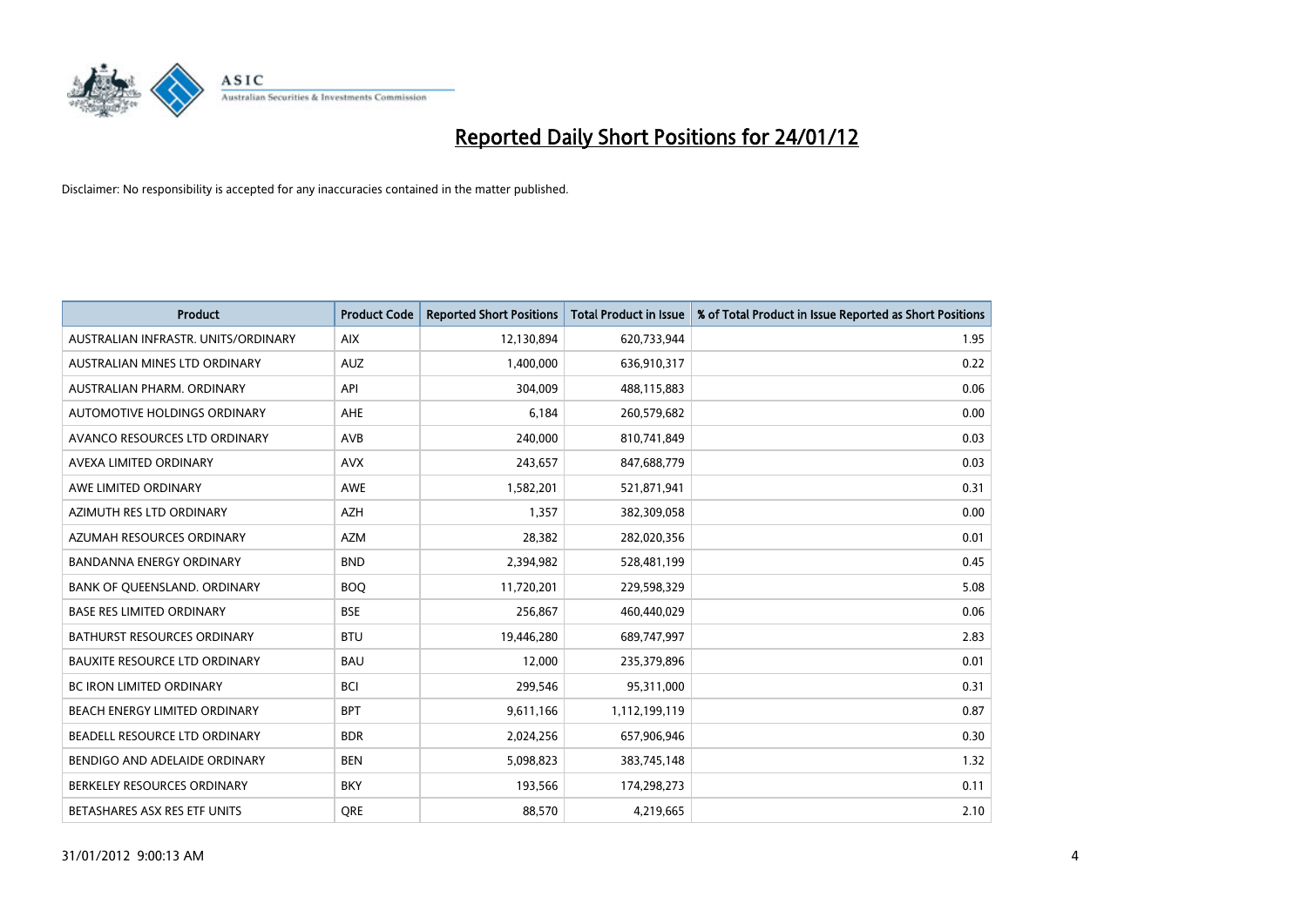# Reported Daily Short Positions for 24/01/12

Disclaimer: No responsibility is accepted for any inaccuracies contained in the matter published.

| Product | Product Code | Reported Short Positions | Total Product in Issue | % of Total Product in Issue Reported as Short Positions |
|---|---|---|---|---|
| AUSTRALIAN INFRASTR. UNITS/ORDINARY | AIX | 12,130,894 | 620,733,944 | 1.95 |
| AUSTRALIAN MINES LTD ORDINARY | AUZ | 1,400,000 | 636,910,317 | 0.22 |
| AUSTRALIAN PHARM. ORDINARY | API | 304,009 | 488,115,883 | 0.06 |
| AUTOMOTIVE HOLDINGS ORDINARY | AHE | 6,184 | 260,579,682 | 0.00 |
| AVANCO RESOURCES LTD ORDINARY | AVB | 240,000 | 810,741,849 | 0.03 |
| AVEXA LIMITED ORDINARY | AVX | 243,657 | 847,688,779 | 0.03 |
| AWE LIMITED ORDINARY | AWE | 1,582,201 | 521,871,941 | 0.31 |
| AZIMUTH RES LTD ORDINARY | AZH | 1,357 | 382,309,058 | 0.00 |
| AZUMAH RESOURCES ORDINARY | AZM | 28,382 | 282,020,356 | 0.01 |
| BANDANNA ENERGY ORDINARY | BND | 2,394,982 | 528,481,199 | 0.45 |
| BANK OF QUEENSLAND. ORDINARY | BOQ | 11,720,201 | 229,598,329 | 5.08 |
| BASE RES LIMITED ORDINARY | BSE | 256,867 | 460,440,029 | 0.06 |
| BATHURST RESOURCES ORDINARY | BTU | 19,446,280 | 689,747,997 | 2.83 |
| BAUXITE RESOURCE LTD ORDINARY | BAU | 12,000 | 235,379,896 | 0.01 |
| BC IRON LIMITED ORDINARY | BCI | 299,546 | 95,311,000 | 0.31 |
| BEACH ENERGY LIMITED ORDINARY | BPT | 9,611,166 | 1,112,199,119 | 0.87 |
| BEADELL RESOURCE LTD ORDINARY | BDR | 2,024,256 | 657,906,946 | 0.30 |
| BENDIGO AND ADELAIDE ORDINARY | BEN | 5,098,823 | 383,745,148 | 1.32 |
| BERKELEY RESOURCES ORDINARY | BKY | 193,566 | 174,298,273 | 0.11 |
| BETASHARES ASX RES ETF UNITS | QRE | 88,570 | 4,219,665 | 2.10 |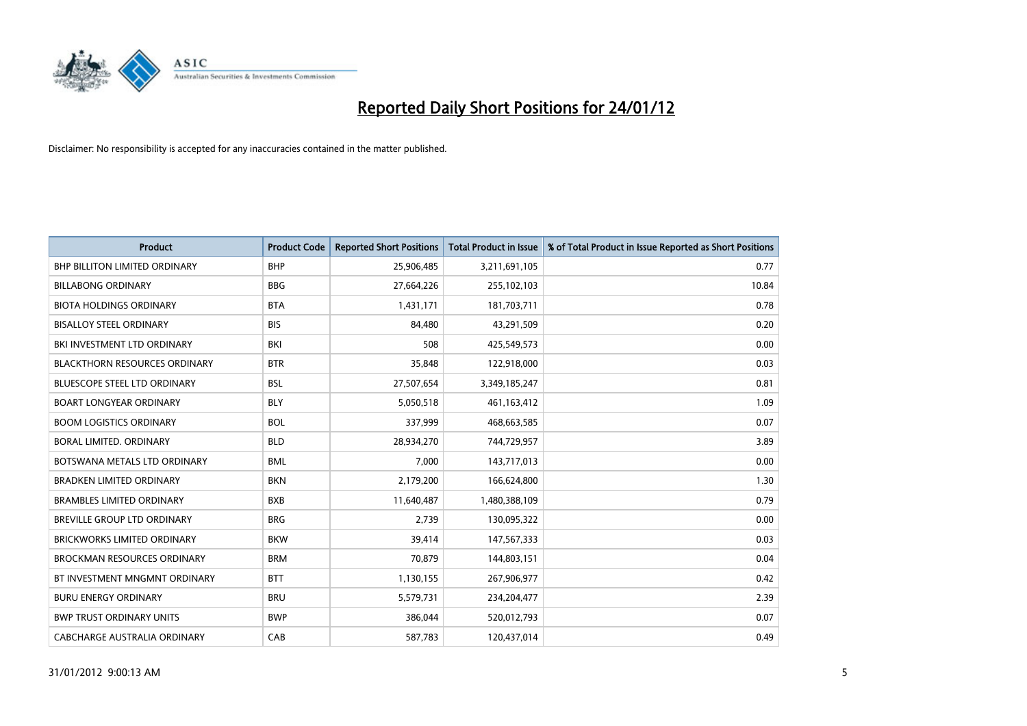# Reported Daily Short Positions for 24/01/12

Disclaimer: No responsibility is accepted for any inaccuracies contained in the matter published.

| Product | Product Code | Reported Short Positions | Total Product in Issue | % of Total Product in Issue Reported as Short Positions |
|---|---|---|---|---|
| BHP BILLITON LIMITED ORDINARY | BHP | 25,906,485 | 3,211,691,105 | 0.77 |
| BILLABONG ORDINARY | BBG | 27,664,226 | 255,102,103 | 10.84 |
| BIOTA HOLDINGS ORDINARY | BTA | 1,431,171 | 181,703,711 | 0.78 |
| BISALLOY STEEL ORDINARY | BIS | 84,480 | 43,291,509 | 0.20 |
| BKI INVESTMENT LTD ORDINARY | BKI | 508 | 425,549,573 | 0.00 |
| BLACKTHORN RESOURCES ORDINARY | BTR | 35,848 | 122,918,000 | 0.03 |
| BLUESCOPE STEEL LTD ORDINARY | BSL | 27,507,654 | 3,349,185,247 | 0.81 |
| BOART LONGYEAR ORDINARY | BLY | 5,050,518 | 461,163,412 | 1.09 |
| BOOM LOGISTICS ORDINARY | BOL | 337,999 | 468,663,585 | 0.07 |
| BORAL LIMITED. ORDINARY | BLD | 28,934,270 | 744,729,957 | 3.89 |
| BOTSWANA METALS LTD ORDINARY | BML | 7,000 | 143,717,013 | 0.00 |
| BRADKEN LIMITED ORDINARY | BKN | 2,179,200 | 166,624,800 | 1.30 |
| BRAMBLES LIMITED ORDINARY | BXB | 11,640,487 | 1,480,388,109 | 0.79 |
| BREVILLE GROUP LTD ORDINARY | BRG | 2,739 | 130,095,322 | 0.00 |
| BRICKWORKS LIMITED ORDINARY | BKW | 39,414 | 147,567,333 | 0.03 |
| BROCKMAN RESOURCES ORDINARY | BRM | 70,879 | 144,803,151 | 0.04 |
| BT INVESTMENT MNGMNT ORDINARY | BTT | 1,130,155 | 267,906,977 | 0.42 |
| BURU ENERGY ORDINARY | BRU | 5,579,731 | 234,204,477 | 2.39 |
| BWP TRUST ORDINARY UNITS | BWP | 386,044 | 520,012,793 | 0.07 |
| CABCHARGE AUSTRALIA ORDINARY | CAB | 587,783 | 120,437,014 | 0.49 |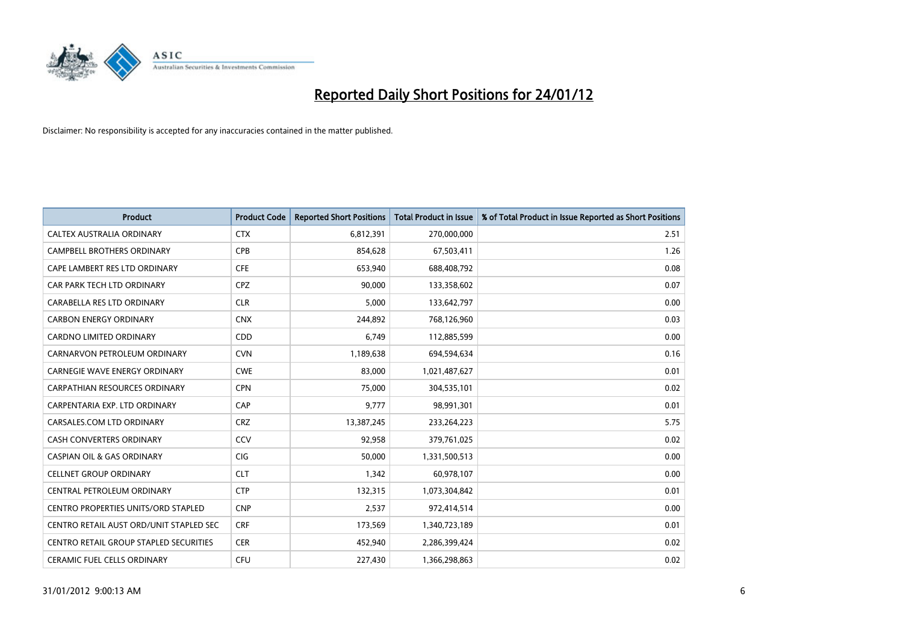# Reported Daily Short Positions for 24/01/12

Disclaimer: No responsibility is accepted for any inaccuracies contained in the matter published.

| Product | Product Code | Reported Short Positions | Total Product in Issue | % of Total Product in Issue Reported as Short Positions |
| --- | --- | --- | --- | --- |
| CALTEX AUSTRALIA ORDINARY | CTX | 6,812,391 | 270,000,000 | 2.51 |
| CAMPBELL BROTHERS ORDINARY | CPB | 854,628 | 67,503,411 | 1.26 |
| CAPE LAMBERT RES LTD ORDINARY | CFE | 653,940 | 688,408,792 | 0.08 |
| CAR PARK TECH LTD ORDINARY | CPZ | 90,000 | 133,358,602 | 0.07 |
| CARABELLA RES LTD ORDINARY | CLR | 5,000 | 133,642,797 | 0.00 |
| CARBON ENERGY ORDINARY | CNX | 244,892 | 768,126,960 | 0.03 |
| CARDNO LIMITED ORDINARY | CDD | 6,749 | 112,885,599 | 0.00 |
| CARNARVON PETROLEUM ORDINARY | CVN | 1,189,638 | 694,594,634 | 0.16 |
| CARNEGIE WAVE ENERGY ORDINARY | CWE | 83,000 | 1,021,487,627 | 0.01 |
| CARPATHIAN RESOURCES ORDINARY | CPN | 75,000 | 304,535,101 | 0.02 |
| CARPENTARIA EXP. LTD ORDINARY | CAP | 9,777 | 98,991,301 | 0.01 |
| CARSALES.COM LTD ORDINARY | CRZ | 13,387,245 | 233,264,223 | 5.75 |
| CASH CONVERTERS ORDINARY | CCV | 92,958 | 379,761,025 | 0.02 |
| CASPIAN OIL & GAS ORDINARY | CIG | 50,000 | 1,331,500,513 | 0.00 |
| CELLNET GROUP ORDINARY | CLT | 1,342 | 60,978,107 | 0.00 |
| CENTRAL PETROLEUM ORDINARY | CTP | 132,315 | 1,073,304,842 | 0.01 |
| CENTRO PROPERTIES UNITS/ORD STAPLED | CNP | 2,537 | 972,414,514 | 0.00 |
| CENTRO RETAIL AUST ORD/UNIT STAPLED SEC | CRF | 173,569 | 1,340,723,189 | 0.01 |
| CENTRO RETAIL GROUP STAPLED SECURITIES | CER | 452,940 | 2,286,399,424 | 0.02 |
| CERAMIC FUEL CELLS ORDINARY | CFU | 227,430 | 1,366,298,863 | 0.02 |

31/01/2012 9:00:13 AM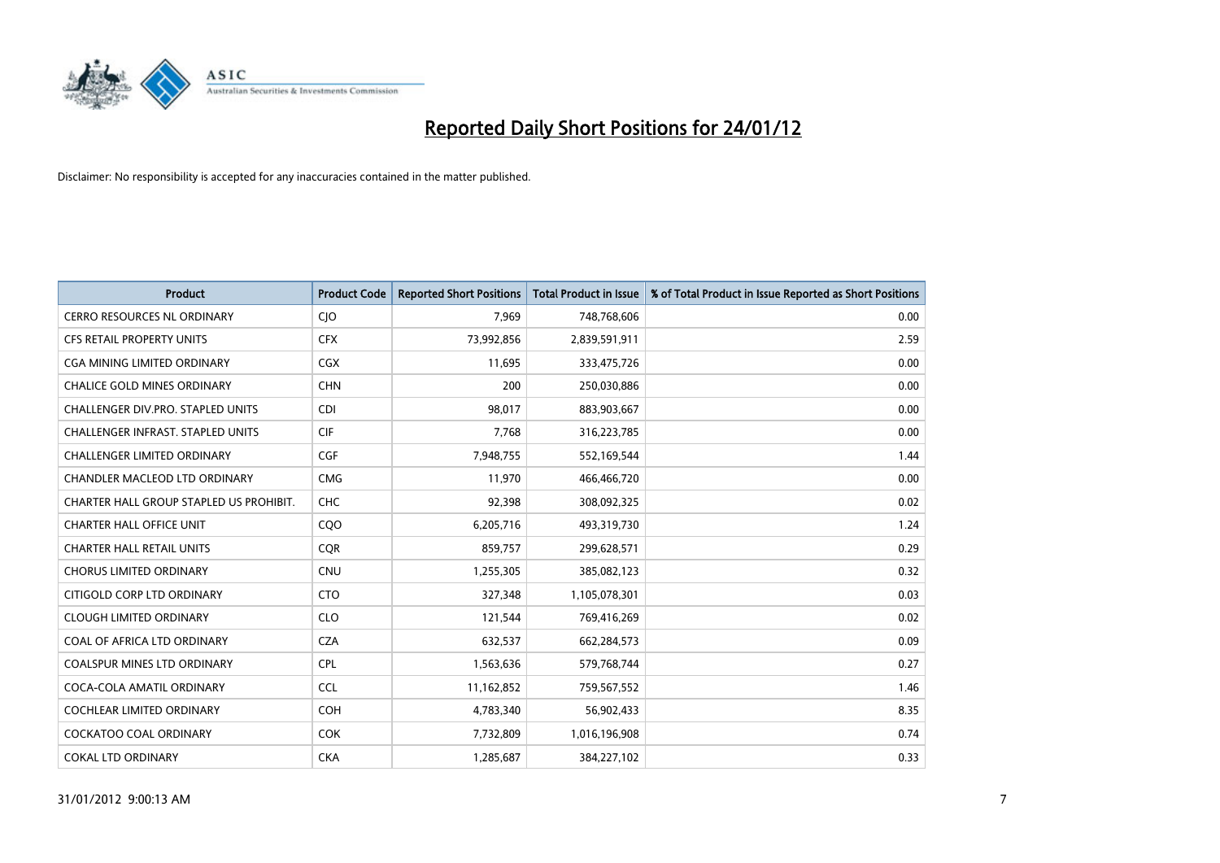# Reported Daily Short Positions for 24/01/12

Disclaimer: No responsibility is accepted for any inaccuracies contained in the matter published.

| Product | Product Code | Reported Short Positions | Total Product in Issue | % of Total Product in Issue Reported as Short Positions |
|---|---|---|---|---|
| CERRO RESOURCES NL ORDINARY | CJO | 7,969 | 748,768,606 | 0.00 |
| CFS RETAIL PROPERTY UNITS | CFX | 73,992,856 | 2,839,591,911 | 2.59 |
| CGA MINING LIMITED ORDINARY | CGX | 11,695 | 333,475,726 | 0.00 |
| CHALICE GOLD MINES ORDINARY | CHN | 200 | 250,030,886 | 0.00 |
| CHALLENGER DIV.PRO. STAPLED UNITS | CDI | 98,017 | 883,903,667 | 0.00 |
| CHALLENGER INFRAST. STAPLED UNITS | CIF | 7,768 | 316,223,785 | 0.00 |
| CHALLENGER LIMITED ORDINARY | CGF | 7,948,755 | 552,169,544 | 1.44 |
| CHANDLER MACLEOD LTD ORDINARY | CMG | 11,970 | 466,466,720 | 0.00 |
| CHARTER HALL GROUP STAPLED US PROHIBIT. | CHC | 92,398 | 308,092,325 | 0.02 |
| CHARTER HALL OFFICE UNIT | CQO | 6,205,716 | 493,319,730 | 1.24 |
| CHARTER HALL RETAIL UNITS | CQR | 859,757 | 299,628,571 | 0.29 |
| CHORUS LIMITED ORDINARY | CNU | 1,255,305 | 385,082,123 | 0.32 |
| CITIGOLD CORP LTD ORDINARY | CTO | 327,348 | 1,105,078,301 | 0.03 |
| CLOUGH LIMITED ORDINARY | CLO | 121,544 | 769,416,269 | 0.02 |
| COAL OF AFRICA LTD ORDINARY | CZA | 632,537 | 662,284,573 | 0.09 |
| COALSPUR MINES LTD ORDINARY | CPL | 1,563,636 | 579,768,744 | 0.27 |
| COCA-COLA AMATIL ORDINARY | CCL | 11,162,852 | 759,567,552 | 1.46 |
| COCHLEAR LIMITED ORDINARY | COH | 4,783,340 | 56,902,433 | 8.35 |
| COCKATOO COAL ORDINARY | COK | 7,732,809 | 1,016,196,908 | 0.74 |
| COKAL LTD ORDINARY | CKA | 1,285,687 | 384,227,102 | 0.33 |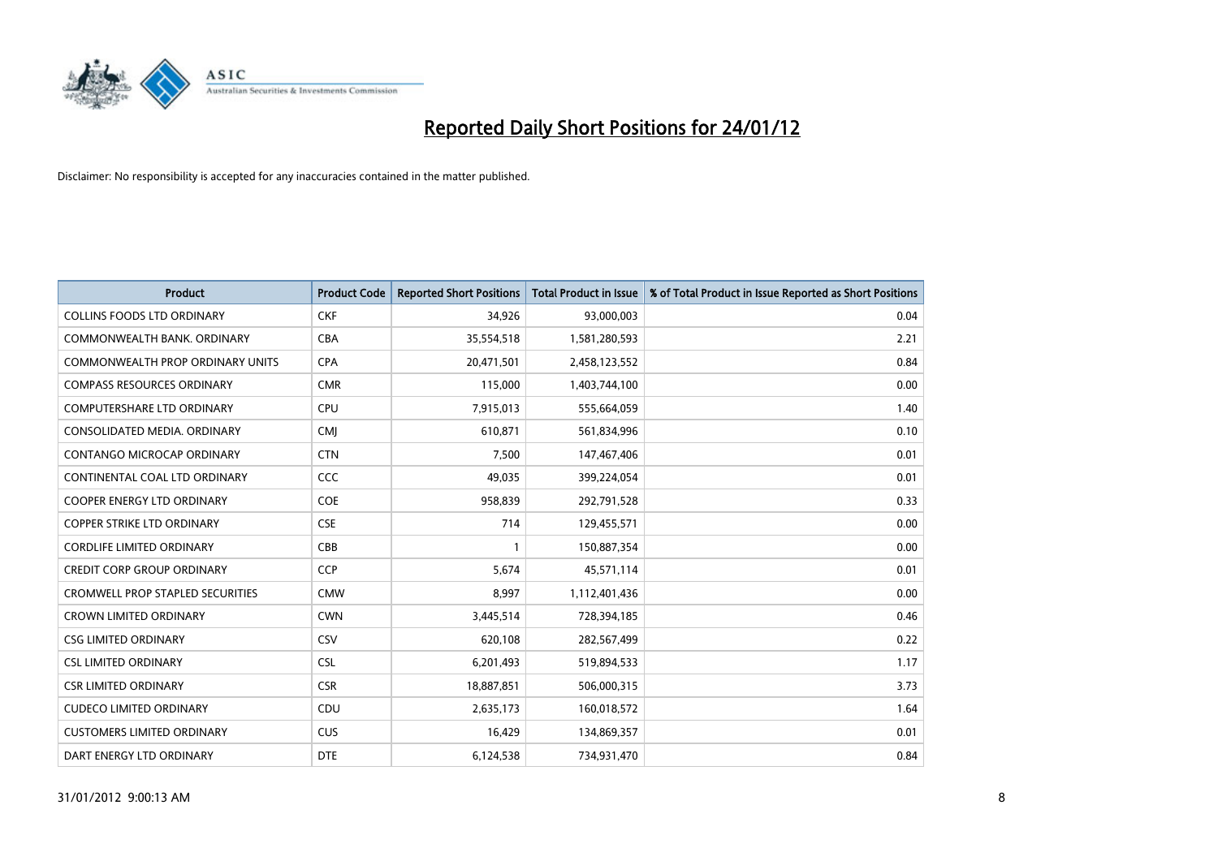# Reported Daily Short Positions for 24/01/12

Disclaimer: No responsibility is accepted for any inaccuracies contained in the matter published.

| Product | Product Code | Reported Short Positions | Total Product in Issue | % of Total Product in Issue Reported as Short Positions |
|---|---|---|---|---|
| COLLINS FOODS LTD ORDINARY | CKF | 34,926 | 93,000,003 | 0.04 |
| COMMONWEALTH BANK. ORDINARY | CBA | 35,554,518 | 1,581,280,593 | 2.21 |
| COMMONWEALTH PROP ORDINARY UNITS | CPA | 20,471,501 | 2,458,123,552 | 0.84 |
| COMPASS RESOURCES ORDINARY | CMR | 115,000 | 1,403,744,100 | 0.00 |
| COMPUTERSHARE LTD ORDINARY | CPU | 7,915,013 | 555,664,059 | 1.40 |
| CONSOLIDATED MEDIA. ORDINARY | CMJ | 610,871 | 561,834,996 | 0.10 |
| CONTANGO MICROCAP ORDINARY | CTN | 7,500 | 147,467,406 | 0.01 |
| CONTINENTAL COAL LTD ORDINARY | CCC | 49,035 | 399,224,054 | 0.01 |
| COOPER ENERGY LTD ORDINARY | COE | 958,839 | 292,791,528 | 0.33 |
| COPPER STRIKE LTD ORDINARY | CSE | 714 | 129,455,571 | 0.00 |
| CORDLIFE LIMITED ORDINARY | CBB | 1 | 150,887,354 | 0.00 |
| CREDIT CORP GROUP ORDINARY | CCP | 5,674 | 45,571,114 | 0.01 |
| CROMWELL PROP STAPLED SECURITIES | CMW | 8,997 | 1,112,401,436 | 0.00 |
| CROWN LIMITED ORDINARY | CWN | 3,445,514 | 728,394,185 | 0.46 |
| CSG LIMITED ORDINARY | CSV | 620,108 | 282,567,499 | 0.22 |
| CSL LIMITED ORDINARY | CSL | 6,201,493 | 519,894,533 | 1.17 |
| CSR LIMITED ORDINARY | CSR | 18,887,851 | 506,000,315 | 3.73 |
| CUDECO LIMITED ORDINARY | CDU | 2,635,173 | 160,018,572 | 1.64 |
| CUSTOMERS LIMITED ORDINARY | CUS | 16,429 | 134,869,357 | 0.01 |
| DART ENERGY LTD ORDINARY | DTE | 6,124,538 | 734,931,470 | 0.84 |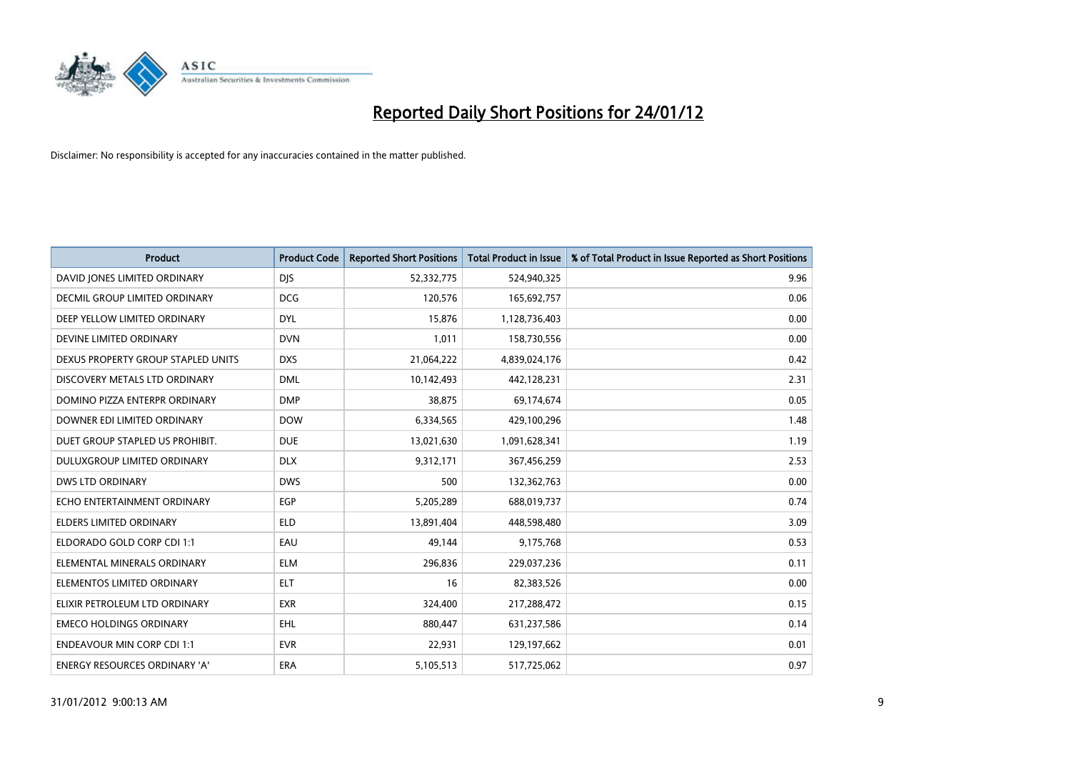# Reported Daily Short Positions for 24/01/12

Disclaimer: No responsibility is accepted for any inaccuracies contained in the matter published.

| Product | Product Code | Reported Short Positions | Total Product in Issue | % of Total Product in Issue Reported as Short Positions |
|---|---|---|---|---|
| DAVID JONES LIMITED ORDINARY | DJS | 52,332,775 | 524,940,325 | 9.96 |
| DECMIL GROUP LIMITED ORDINARY | DCG | 120,576 | 165,692,757 | 0.06 |
| DEEP YELLOW LIMITED ORDINARY | DYL | 15,876 | 1,128,736,403 | 0.00 |
| DEVINE LIMITED ORDINARY | DVN | 1,011 | 158,730,556 | 0.00 |
| DEXUS PROPERTY GROUP STAPLED UNITS | DXS | 21,064,222 | 4,839,024,176 | 0.42 |
| DISCOVERY METALS LTD ORDINARY | DML | 10,142,493 | 442,128,231 | 2.31 |
| DOMINO PIZZA ENTERPR ORDINARY | DMP | 38,875 | 69,174,674 | 0.05 |
| DOWNER EDI LIMITED ORDINARY | DOW | 6,334,565 | 429,100,296 | 1.48 |
| DUET GROUP STAPLED US PROHIBIT. | DUE | 13,021,630 | 1,091,628,341 | 1.19 |
| DULUXGROUP LIMITED ORDINARY | DLX | 9,312,171 | 367,456,259 | 2.53 |
| DWS LTD ORDINARY | DWS | 500 | 132,362,763 | 0.00 |
| ECHO ENTERTAINMENT ORDINARY | EGP | 5,205,289 | 688,019,737 | 0.74 |
| ELDERS LIMITED ORDINARY | ELD | 13,891,404 | 448,598,480 | 3.09 |
| ELDORADO GOLD CORP CDI 1:1 | EAU | 49,144 | 9,175,768 | 0.53 |
| ELEMENTAL MINERALS ORDINARY | ELM | 296,836 | 229,037,236 | 0.11 |
| ELEMENTOS LIMITED ORDINARY | ELT | 16 | 82,383,526 | 0.00 |
| ELIXIR PETROLEUM LTD ORDINARY | EXR | 324,400 | 217,288,472 | 0.15 |
| EMECO HOLDINGS ORDINARY | EHL | 880,447 | 631,237,586 | 0.14 |
| ENDEAVOUR MIN CORP CDI 1:1 | EVR | 22,931 | 129,197,662 | 0.01 |
| ENERGY RESOURCES ORDINARY 'A' | ERA | 5,105,513 | 517,725,062 | 0.97 |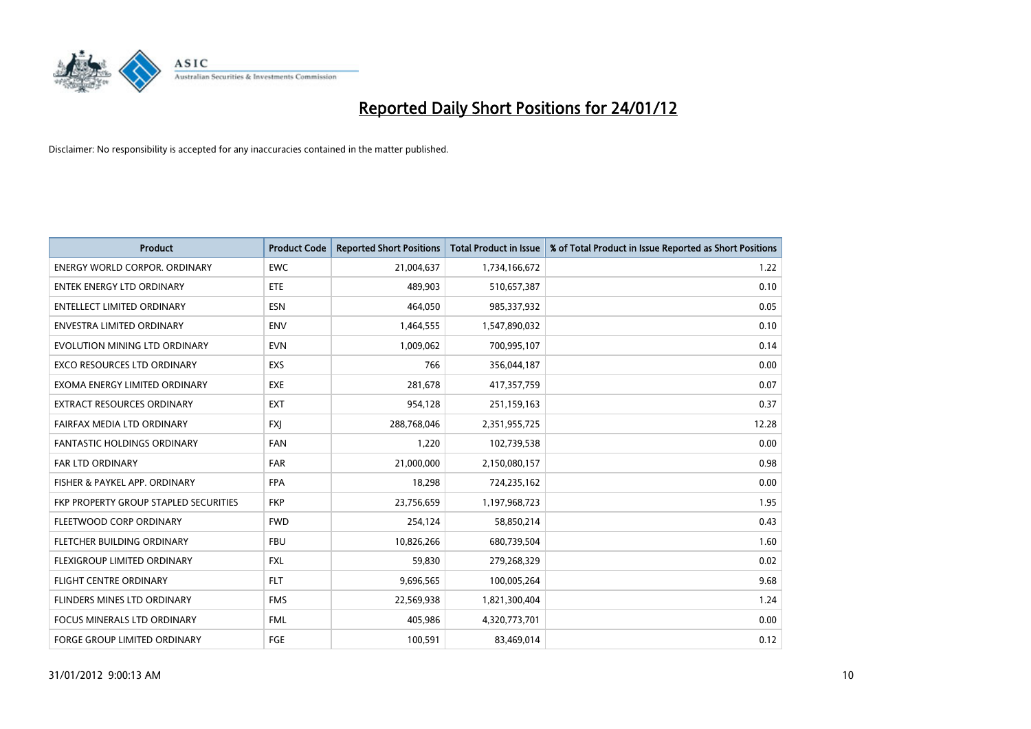# Reported Daily Short Positions for 24/01/12

Disclaimer: No responsibility is accepted for any inaccuracies contained in the matter published.

| Product | Product Code | Reported Short Positions | Total Product in Issue | % of Total Product in Issue Reported as Short Positions |
|---|---|---|---|---|
| ENERGY WORLD CORPOR. ORDINARY | EWC | 21,004,637 | 1,734,166,672 | 1.22 |
| ENTEK ENERGY LTD ORDINARY | ETE | 489,903 | 510,657,387 | 0.10 |
| ENTELLECT LIMITED ORDINARY | ESN | 464,050 | 985,337,932 | 0.05 |
| ENVESTRA LIMITED ORDINARY | ENV | 1,464,555 | 1,547,890,032 | 0.10 |
| EVOLUTION MINING LTD ORDINARY | EVN | 1,009,062 | 700,995,107 | 0.14 |
| EXCO RESOURCES LTD ORDINARY | EXS | 766 | 356,044,187 | 0.00 |
| EXOMA ENERGY LIMITED ORDINARY | EXE | 281,678 | 417,357,759 | 0.07 |
| EXTRACT RESOURCES ORDINARY | EXT | 954,128 | 251,159,163 | 0.37 |
| FAIRFAX MEDIA LTD ORDINARY | FXJ | 288,768,046 | 2,351,955,725 | 12.28 |
| FANTASTIC HOLDINGS ORDINARY | FAN | 1,220 | 102,739,538 | 0.00 |
| FAR LTD ORDINARY | FAR | 21,000,000 | 2,150,080,157 | 0.98 |
| FISHER & PAYKEL APP. ORDINARY | FPA | 18,298 | 724,235,162 | 0.00 |
| FKP PROPERTY GROUP STAPLED SECURITIES | FKP | 23,756,659 | 1,197,968,723 | 1.95 |
| FLEETWOOD CORP ORDINARY | FWD | 254,124 | 58,850,214 | 0.43 |
| FLETCHER BUILDING ORDINARY | FBU | 10,826,266 | 680,739,504 | 1.60 |
| FLEXIGROUP LIMITED ORDINARY | FXL | 59,830 | 279,268,329 | 0.02 |
| FLIGHT CENTRE ORDINARY | FLT | 9,696,565 | 100,005,264 | 9.68 |
| FLINDERS MINES LTD ORDINARY | FMS | 22,569,938 | 1,821,300,404 | 1.24 |
| FOCUS MINERALS LTD ORDINARY | FML | 405,986 | 4,320,773,701 | 0.00 |
| FORGE GROUP LIMITED ORDINARY | FGE | 100,591 | 83,469,014 | 0.12 |

31/01/2012 9:00:13 AM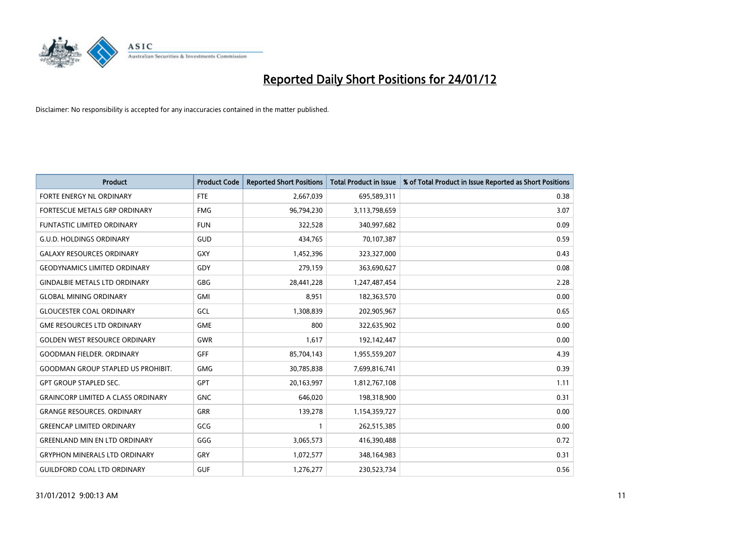# Reported Daily Short Positions for 24/01/12

Disclaimer: No responsibility is accepted for any inaccuracies contained in the matter published.

| Product | Product Code | Reported Short Positions | Total Product in Issue | % of Total Product in Issue Reported as Short Positions |
|---|---|---|---|---|
| FORTE ENERGY NL ORDINARY | FTE | 2,667,039 | 695,589,311 | 0.38 |
| FORTESCUE METALS GRP ORDINARY | FMG | 96,794,230 | 3,113,798,659 | 3.07 |
| FUNTASTIC LIMITED ORDINARY | FUN | 322,528 | 340,997,682 | 0.09 |
| G.U.D. HOLDINGS ORDINARY | GUD | 434,765 | 70,107,387 | 0.59 |
| GALAXY RESOURCES ORDINARY | GXY | 1,452,396 | 323,327,000 | 0.43 |
| GEODYNAMICS LIMITED ORDINARY | GDY | 279,159 | 363,690,627 | 0.08 |
| GINDALBIE METALS LTD ORDINARY | GBG | 28,441,228 | 1,247,487,454 | 2.28 |
| GLOBAL MINING ORDINARY | GMI | 8,951 | 182,363,570 | 0.00 |
| GLOUCESTER COAL ORDINARY | GCL | 1,308,839 | 202,905,967 | 0.65 |
| GME RESOURCES LTD ORDINARY | GME | 800 | 322,635,902 | 0.00 |
| GOLDEN WEST RESOURCE ORDINARY | GWR | 1,617 | 192,142,447 | 0.00 |
| GOODMAN FIELDER. ORDINARY | GFF | 85,704,143 | 1,955,559,207 | 4.39 |
| GOODMAN GROUP STAPLED US PROHIBIT. | GMG | 30,785,838 | 7,699,816,741 | 0.39 |
| GPT GROUP STAPLED SEC. | GPT | 20,163,997 | 1,812,767,108 | 1.11 |
| GRAINCORP LIMITED A CLASS ORDINARY | GNC | 646,020 | 198,318,900 | 0.31 |
| GRANGE RESOURCES. ORDINARY | GRR | 139,278 | 1,154,359,727 | 0.00 |
| GREENCAP LIMITED ORDINARY | GCG | 1 | 262,515,385 | 0.00 |
| GREENLAND MIN EN LTD ORDINARY | GGG | 3,065,573 | 416,390,488 | 0.72 |
| GRYPHON MINERALS LTD ORDINARY | GRY | 1,072,577 | 348,164,983 | 0.31 |
| GUILDFORD COAL LTD ORDINARY | GUF | 1,276,277 | 230,523,734 | 0.56 |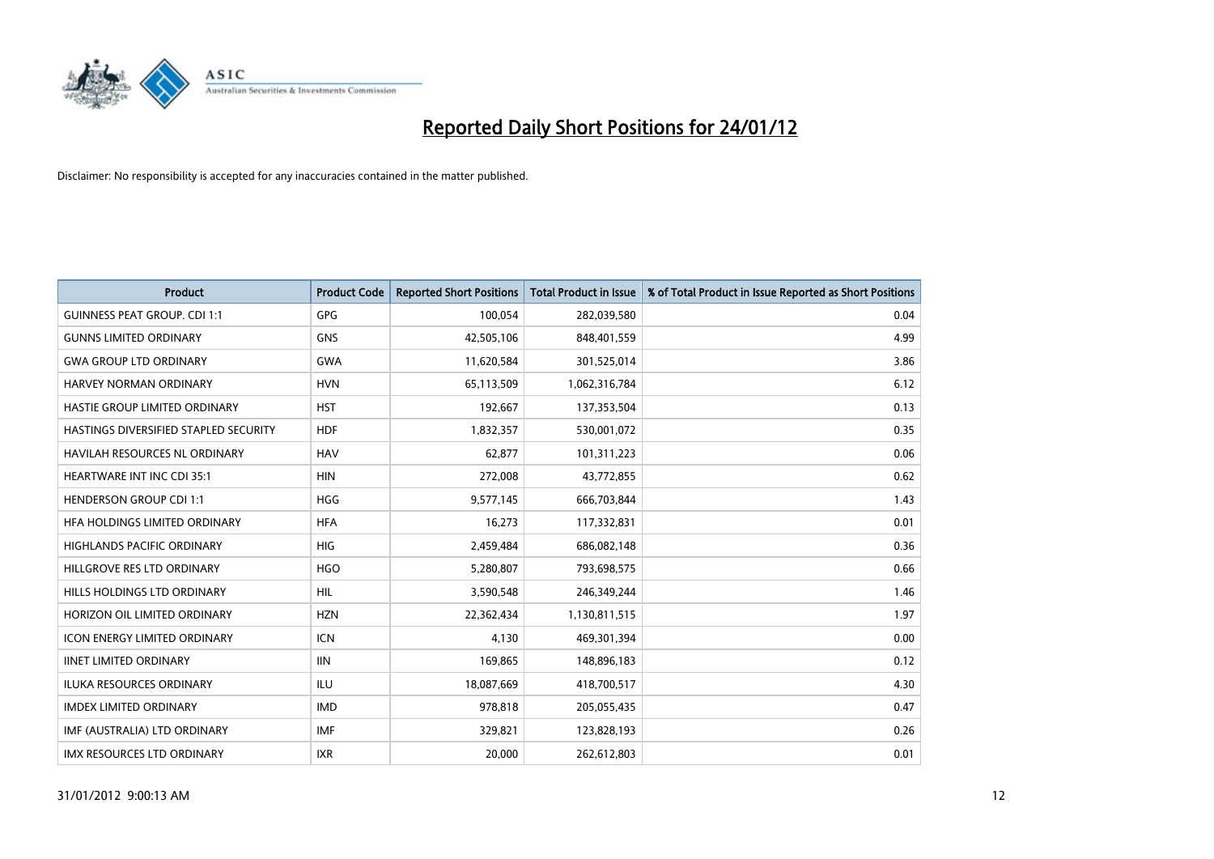# Reported Daily Short Positions for 24/01/12

Disclaimer: No responsibility is accepted for any inaccuracies contained in the matter published.

| Product | Product Code | Reported Short Positions | Total Product in Issue | % of Total Product in Issue Reported as Short Positions |
|---|---|---|---|---|
| GUINNESS PEAT GROUP. CDI 1:1 | GPG | 100,054 | 282,039,580 | 0.04 |
| GUNNS LIMITED ORDINARY | GNS | 42,505,106 | 848,401,559 | 4.99 |
| GWA GROUP LTD ORDINARY | GWA | 11,620,584 | 301,525,014 | 3.86 |
| HARVEY NORMAN ORDINARY | HVN | 65,113,509 | 1,062,316,784 | 6.12 |
| HASTIE GROUP LIMITED ORDINARY | HST | 192,667 | 137,353,504 | 0.13 |
| HASTINGS DIVERSIFIED STAPLED SECURITY | HDF | 1,832,357 | 530,001,072 | 0.35 |
| HAVILAH RESOURCES NL ORDINARY | HAV | 62,877 | 101,311,223 | 0.06 |
| HEARTWARE INT INC CDI 35:1 | HIN | 272,008 | 43,772,855 | 0.62 |
| HENDERSON GROUP CDI 1:1 | HGG | 9,577,145 | 666,703,844 | 1.43 |
| HFA HOLDINGS LIMITED ORDINARY | HFA | 16,273 | 117,332,831 | 0.01 |
| HIGHLANDS PACIFIC ORDINARY | HIG | 2,459,484 | 686,082,148 | 0.36 |
| HILLGROVE RES LTD ORDINARY | HGO | 5,280,807 | 793,698,575 | 0.66 |
| HILLS HOLDINGS LTD ORDINARY | HIL | 3,590,548 | 246,349,244 | 1.46 |
| HORIZON OIL LIMITED ORDINARY | HZN | 22,362,434 | 1,130,811,515 | 1.97 |
| ICON ENERGY LIMITED ORDINARY | ICN | 4,130 | 469,301,394 | 0.00 |
| IINET LIMITED ORDINARY | IIN | 169,865 | 148,896,183 | 0.12 |
| ILUKA RESOURCES ORDINARY | ILU | 18,087,669 | 418,700,517 | 4.30 |
| IMDEX LIMITED ORDINARY | IMD | 978,818 | 205,055,435 | 0.47 |
| IMF (AUSTRALIA) LTD ORDINARY | IMF | 329,821 | 123,828,193 | 0.26 |
| IMX RESOURCES LTD ORDINARY | IXR | 20,000 | 262,612,803 | 0.01 |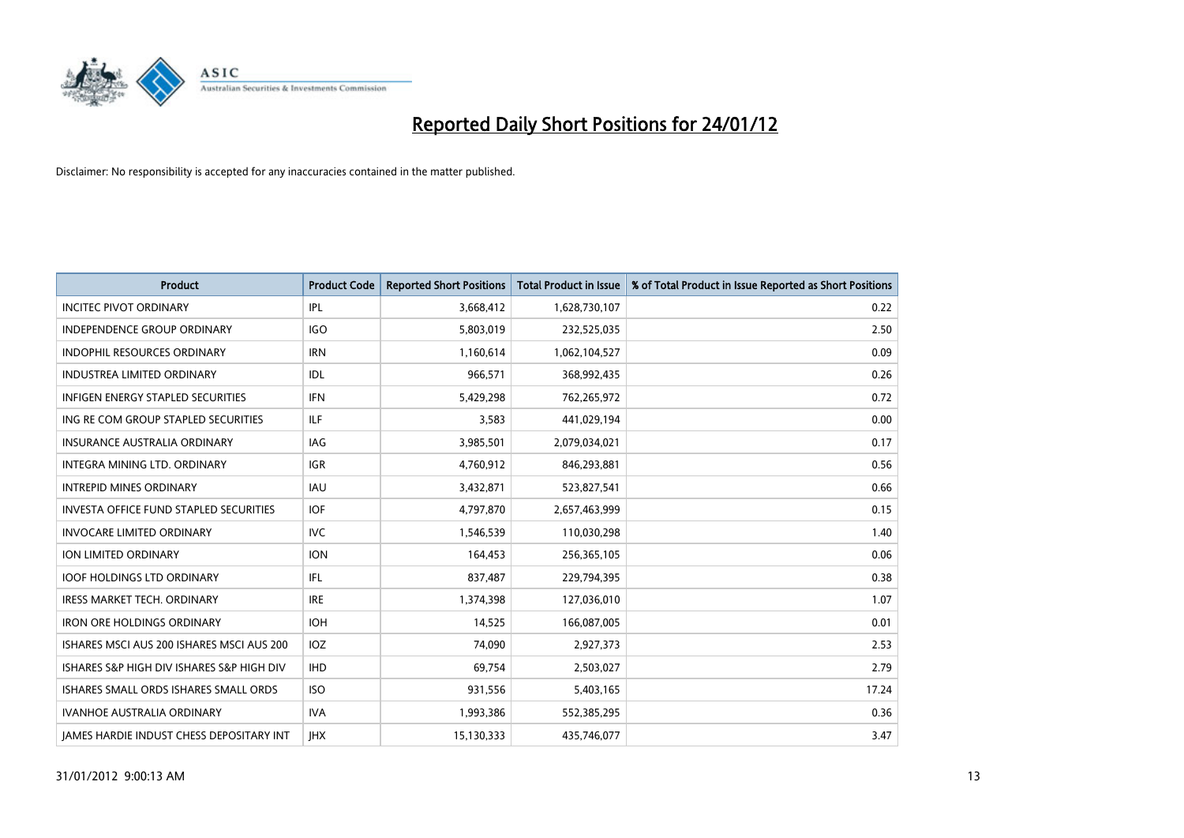# Reported Daily Short Positions for 24/01/12

Disclaimer: No responsibility is accepted for any inaccuracies contained in the matter published.

| Product | Product Code | Reported Short Positions | Total Product in Issue | % of Total Product in Issue Reported as Short Positions |
|---|---|---|---|---|
| INCITEC PIVOT ORDINARY | IPL | 3,668,412 | 1,628,730,107 | 0.22 |
| INDEPENDENCE GROUP ORDINARY | IGO | 5,803,019 | 232,525,035 | 2.50 |
| INDOPHIL RESOURCES ORDINARY | IRN | 1,160,614 | 1,062,104,527 | 0.09 |
| INDUSTREA LIMITED ORDINARY | IDL | 966,571 | 368,992,435 | 0.26 |
| INFIGEN ENERGY STAPLED SECURITIES | IFN | 5,429,298 | 762,265,972 | 0.72 |
| ING RE COM GROUP STAPLED SECURITIES | ILF | 3,583 | 441,029,194 | 0.00 |
| INSURANCE AUSTRALIA ORDINARY | IAG | 3,985,501 | 2,079,034,021 | 0.17 |
| INTEGRA MINING LTD. ORDINARY | IGR | 4,760,912 | 846,293,881 | 0.56 |
| INTREPID MINES ORDINARY | IAU | 3,432,871 | 523,827,541 | 0.66 |
| INVESTA OFFICE FUND STAPLED SECURITIES | IOF | 4,797,870 | 2,657,463,999 | 0.15 |
| INVOCARE LIMITED ORDINARY | IVC | 1,546,539 | 110,030,298 | 1.40 |
| ION LIMITED ORDINARY | ION | 164,453 | 256,365,105 | 0.06 |
| IOOF HOLDINGS LTD ORDINARY | IFL | 837,487 | 229,794,395 | 0.38 |
| IRESS MARKET TECH. ORDINARY | IRE | 1,374,398 | 127,036,010 | 1.07 |
| IRON ORE HOLDINGS ORDINARY | IOH | 14,525 | 166,087,005 | 0.01 |
| ISHARES MSCI AUS 200 ISHARES MSCI AUS 200 | IOZ | 74,090 | 2,927,373 | 2.53 |
| ISHARES S&P HIGH DIV ISHARES S&P HIGH DIV | IHD | 69,754 | 2,503,027 | 2.79 |
| ISHARES SMALL ORDS ISHARES SMALL ORDS | ISO | 931,556 | 5,403,165 | 17.24 |
| IVANHOE AUSTRALIA ORDINARY | IVA | 1,993,386 | 552,385,295 | 0.36 |
| JAMES HARDIE INDUST CHESS DEPOSITARY INT | JHX | 15,130,333 | 435,746,077 | 3.47 |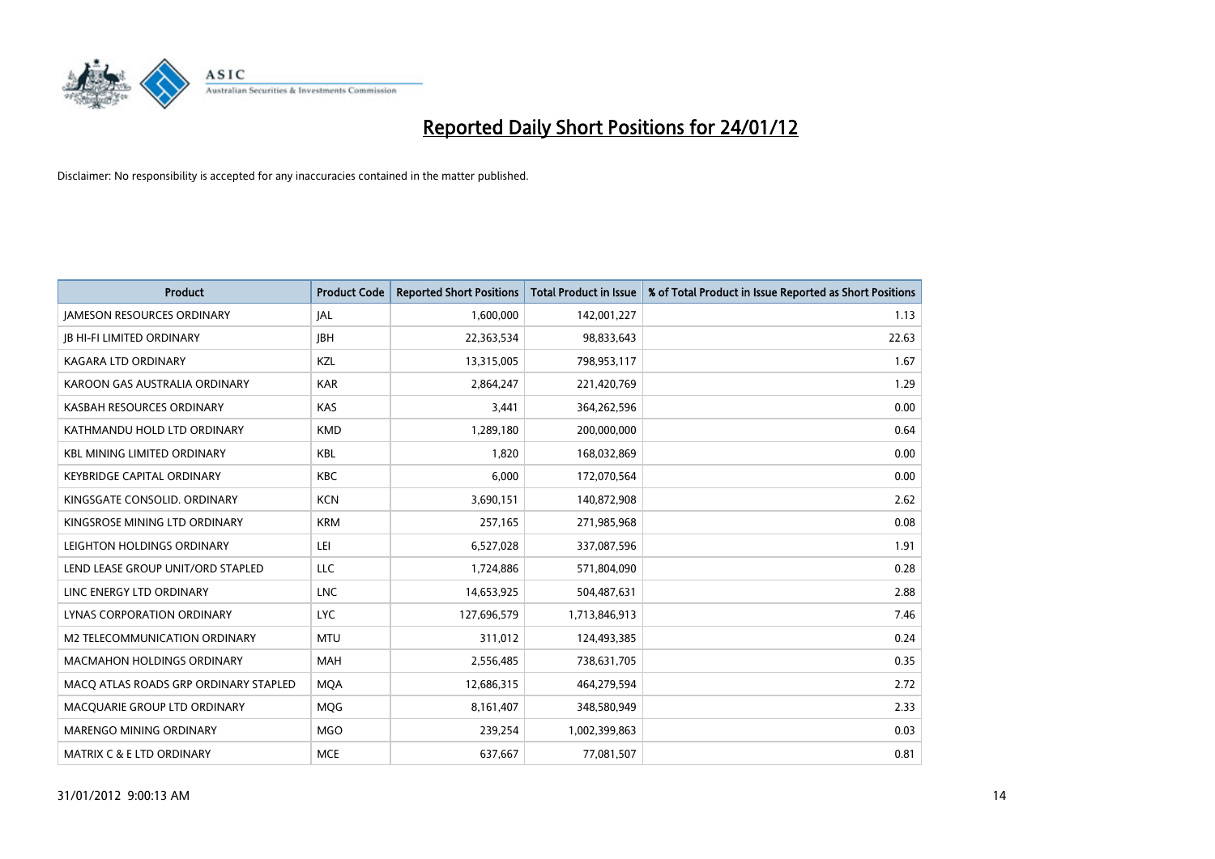# Reported Daily Short Positions for 24/01/12

Disclaimer: No responsibility is accepted for any inaccuracies contained in the matter published.

| Product | Product Code | Reported Short Positions | Total Product in Issue | % of Total Product in Issue Reported as Short Positions |
| --- | --- | --- | --- | --- |
| JAMESON RESOURCES ORDINARY | JAL | 1,600,000 | 142,001,227 | 1.13 |
| JB HI-FI LIMITED ORDINARY | JBH | 22,363,534 | 98,833,643 | 22.63 |
| KAGARA LTD ORDINARY | KZL | 13,315,005 | 798,953,117 | 1.67 |
| KAROON GAS AUSTRALIA ORDINARY | KAR | 2,864,247 | 221,420,769 | 1.29 |
| KASBAH RESOURCES ORDINARY | KAS | 3,441 | 364,262,596 | 0.00 |
| KATHMANDU HOLD LTD ORDINARY | KMD | 1,289,180 | 200,000,000 | 0.64 |
| KBL MINING LIMITED ORDINARY | KBL | 1,820 | 168,032,869 | 0.00 |
| KEYBRIDGE CAPITAL ORDINARY | KBC | 6,000 | 172,070,564 | 0.00 |
| KINGSGATE CONSOLID. ORDINARY | KCN | 3,690,151 | 140,872,908 | 2.62 |
| KINGSROSE MINING LTD ORDINARY | KRM | 257,165 | 271,985,968 | 0.08 |
| LEIGHTON HOLDINGS ORDINARY | LEI | 6,527,028 | 337,087,596 | 1.91 |
| LEND LEASE GROUP UNIT/ORD STAPLED | LLC | 1,724,886 | 571,804,090 | 0.28 |
| LINC ENERGY LTD ORDINARY | LNC | 14,653,925 | 504,487,631 | 2.88 |
| LYNAS CORPORATION ORDINARY | LYC | 127,696,579 | 1,713,846,913 | 7.46 |
| M2 TELECOMMUNICATION ORDINARY | MTU | 311,012 | 124,493,385 | 0.24 |
| MACMAHON HOLDINGS ORDINARY | MAH | 2,556,485 | 738,631,705 | 0.35 |
| MACQ ATLAS ROADS GRP ORDINARY STAPLED | MQA | 12,686,315 | 464,279,594 | 2.72 |
| MACQUARIE GROUP LTD ORDINARY | MQG | 8,161,407 | 348,580,949 | 2.33 |
| MARENGO MINING ORDINARY | MGO | 239,254 | 1,002,399,863 | 0.03 |
| MATRIX C & E LTD ORDINARY | MCE | 637,667 | 77,081,507 | 0.81 |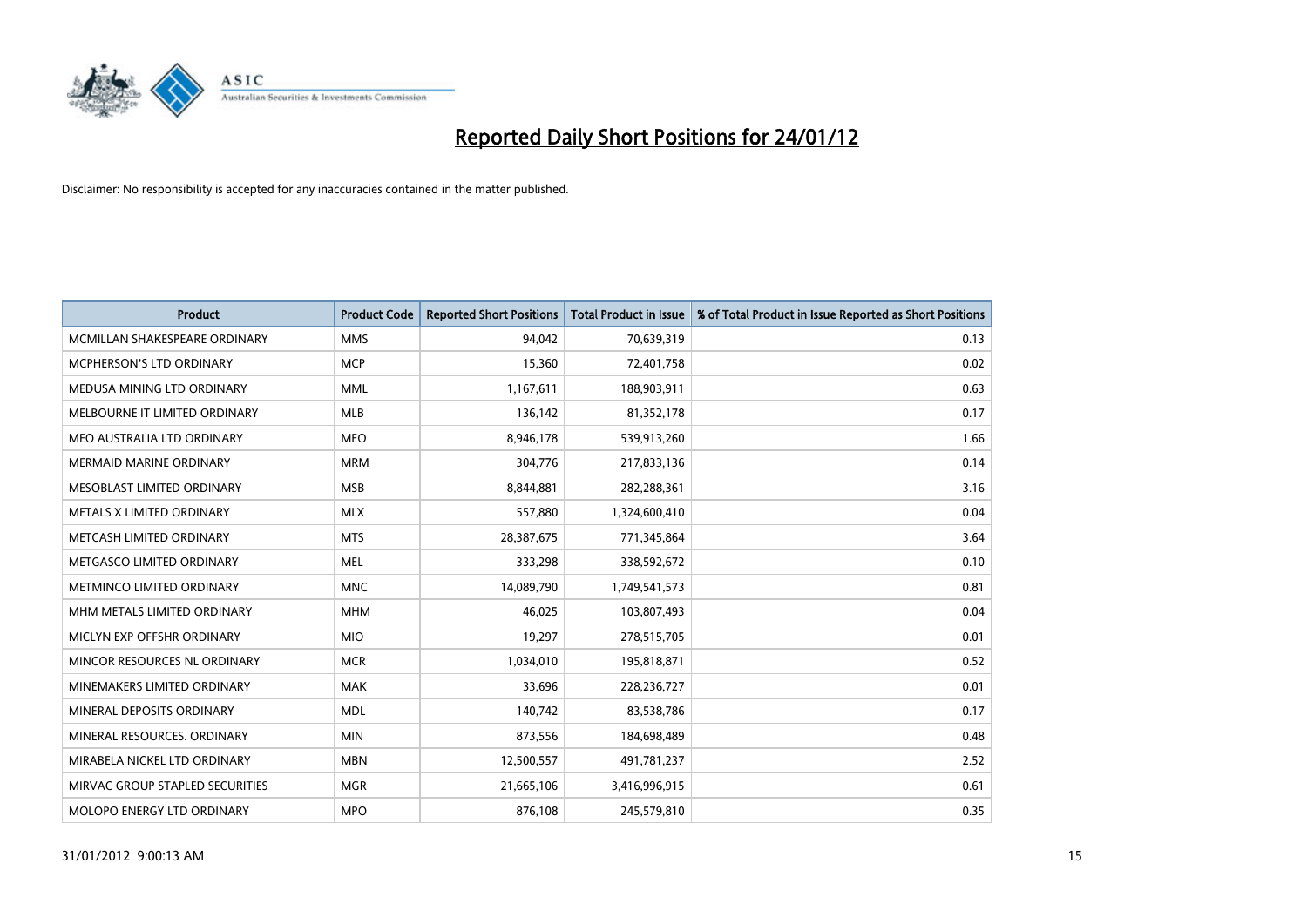# Reported Daily Short Positions for 24/01/12

Disclaimer: No responsibility is accepted for any inaccuracies contained in the matter published.

| Product | Product Code | Reported Short Positions | Total Product in Issue | % of Total Product in Issue Reported as Short Positions |
|---|---|---|---|---|
| MCMILLAN SHAKESPEARE ORDINARY | MMS | 94,042 | 70,639,319 | 0.13 |
| MCPHERSON'S LTD ORDINARY | MCP | 15,360 | 72,401,758 | 0.02 |
| MEDUSA MINING LTD ORDINARY | MML | 1,167,611 | 188,903,911 | 0.63 |
| MELBOURNE IT LIMITED ORDINARY | MLB | 136,142 | 81,352,178 | 0.17 |
| MEO AUSTRALIA LTD ORDINARY | MEO | 8,946,178 | 539,913,260 | 1.66 |
| MERMAID MARINE ORDINARY | MRM | 304,776 | 217,833,136 | 0.14 |
| MESOBLAST LIMITED ORDINARY | MSB | 8,844,881 | 282,288,361 | 3.16 |
| METALS X LIMITED ORDINARY | MLX | 557,880 | 1,324,600,410 | 0.04 |
| METCASH LIMITED ORDINARY | MTS | 28,387,675 | 771,345,864 | 3.64 |
| METGASCO LIMITED ORDINARY | MEL | 333,298 | 338,592,672 | 0.10 |
| METMINCO LIMITED ORDINARY | MNC | 14,089,790 | 1,749,541,573 | 0.81 |
| MHM METALS LIMITED ORDINARY | MHM | 46,025 | 103,807,493 | 0.04 |
| MICLYN EXP OFFSHR ORDINARY | MIO | 19,297 | 278,515,705 | 0.01 |
| MINCOR RESOURCES NL ORDINARY | MCR | 1,034,010 | 195,818,871 | 0.52 |
| MINEMAKERS LIMITED ORDINARY | MAK | 33,696 | 228,236,727 | 0.01 |
| MINERAL DEPOSITS ORDINARY | MDL | 140,742 | 83,538,786 | 0.17 |
| MINERAL RESOURCES. ORDINARY | MIN | 873,556 | 184,698,489 | 0.48 |
| MIRABELA NICKEL LTD ORDINARY | MBN | 12,500,557 | 491,781,237 | 2.52 |
| MIRVAC GROUP STAPLED SECURITIES | MGR | 21,665,106 | 3,416,996,915 | 0.61 |
| MOLOPO ENERGY LTD ORDINARY | MPO | 876,108 | 245,579,810 | 0.35 |

31/01/2012 9:00:13 AM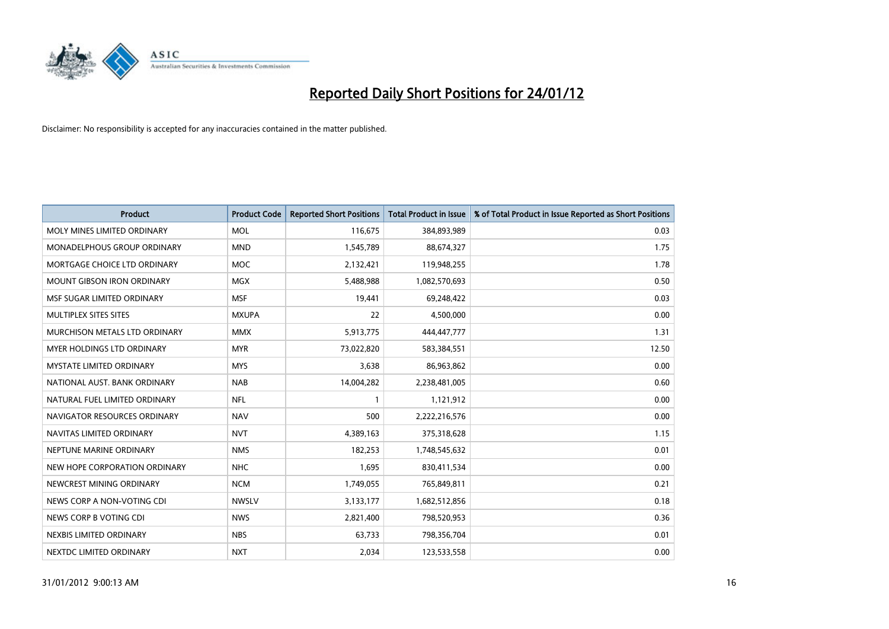# Reported Daily Short Positions for 24/01/12

Disclaimer: No responsibility is accepted for any inaccuracies contained in the matter published.

| Product | Product Code | Reported Short Positions | Total Product in Issue | % of Total Product in Issue Reported as Short Positions |
|---|---|---|---|---|
| MOLY MINES LIMITED ORDINARY | MOL | 116,675 | 384,893,989 | 0.03 |
| MONADELPHOUS GROUP ORDINARY | MND | 1,545,789 | 88,674,327 | 1.75 |
| MORTGAGE CHOICE LTD ORDINARY | MOC | 2,132,421 | 119,948,255 | 1.78 |
| MOUNT GIBSON IRON ORDINARY | MGX | 5,488,988 | 1,082,570,693 | 0.50 |
| MSF SUGAR LIMITED ORDINARY | MSF | 19,441 | 69,248,422 | 0.03 |
| MULTIPLEX SITES SITES | MXUPA | 22 | 4,500,000 | 0.00 |
| MURCHISON METALS LTD ORDINARY | MMX | 5,913,775 | 444,447,777 | 1.31 |
| MYER HOLDINGS LTD ORDINARY | MYR | 73,022,820 | 583,384,551 | 12.50 |
| MYSTATE LIMITED ORDINARY | MYS | 3,638 | 86,963,862 | 0.00 |
| NATIONAL AUST. BANK ORDINARY | NAB | 14,004,282 | 2,238,481,005 | 0.60 |
| NATURAL FUEL LIMITED ORDINARY | NFL | 1 | 1,121,912 | 0.00 |
| NAVIGATOR RESOURCES ORDINARY | NAV | 500 | 2,222,216,576 | 0.00 |
| NAVITAS LIMITED ORDINARY | NVT | 4,389,163 | 375,318,628 | 1.15 |
| NEPTUNE MARINE ORDINARY | NMS | 182,253 | 1,748,545,632 | 0.01 |
| NEW HOPE CORPORATION ORDINARY | NHC | 1,695 | 830,411,534 | 0.00 |
| NEWCREST MINING ORDINARY | NCM | 1,749,055 | 765,849,811 | 0.21 |
| NEWS CORP A NON-VOTING CDI | NWSLV | 3,133,177 | 1,682,512,856 | 0.18 |
| NEWS CORP B VOTING CDI | NWS | 2,821,400 | 798,520,953 | 0.36 |
| NEXBIS LIMITED ORDINARY | NBS | 63,733 | 798,356,704 | 0.01 |
| NEXTDC LIMITED ORDINARY | NXT | 2,034 | 123,533,558 | 0.00 |

31/01/2012 9:00:13 AM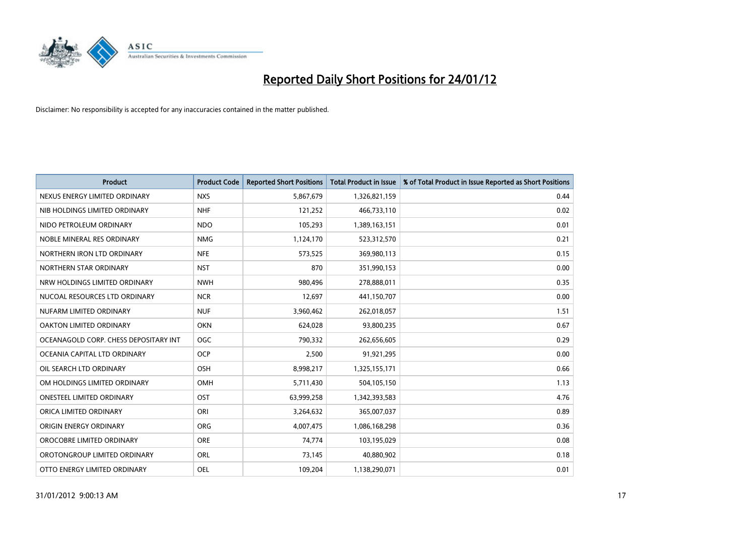# Reported Daily Short Positions for 24/01/12

Disclaimer: No responsibility is accepted for any inaccuracies contained in the matter published.

| Product | Product Code | Reported Short Positions | Total Product in Issue | % of Total Product in Issue Reported as Short Positions |
|---|---|---|---|---|
| NEXUS ENERGY LIMITED ORDINARY | NXS | 5,867,679 | 1,326,821,159 | 0.44 |
| NIB HOLDINGS LIMITED ORDINARY | NHF | 121,252 | 466,733,110 | 0.02 |
| NIDO PETROLEUM ORDINARY | NDO | 105,293 | 1,389,163,151 | 0.01 |
| NOBLE MINERAL RES ORDINARY | NMG | 1,124,170 | 523,312,570 | 0.21 |
| NORTHERN IRON LTD ORDINARY | NFE | 573,525 | 369,980,113 | 0.15 |
| NORTHERN STAR ORDINARY | NST | 870 | 351,990,153 | 0.00 |
| NRW HOLDINGS LIMITED ORDINARY | NWH | 980,496 | 278,888,011 | 0.35 |
| NUCOAL RESOURCES LTD ORDINARY | NCR | 12,697 | 441,150,707 | 0.00 |
| NUFARM LIMITED ORDINARY | NUF | 3,960,462 | 262,018,057 | 1.51 |
| OAKTON LIMITED ORDINARY | OKN | 624,028 | 93,800,235 | 0.67 |
| OCEANAGOLD CORP. CHESS DEPOSITARY INT | OGC | 790,332 | 262,656,605 | 0.29 |
| OCEANIA CAPITAL LTD ORDINARY | OCP | 2,500 | 91,921,295 | 0.00 |
| OIL SEARCH LTD ORDINARY | OSH | 8,998,217 | 1,325,155,171 | 0.66 |
| OM HOLDINGS LIMITED ORDINARY | OMH | 5,711,430 | 504,105,150 | 1.13 |
| ONESTEEL LIMITED ORDINARY | OST | 63,999,258 | 1,342,393,583 | 4.76 |
| ORICA LIMITED ORDINARY | ORI | 3,264,632 | 365,007,037 | 0.89 |
| ORIGIN ENERGY ORDINARY | ORG | 4,007,475 | 1,086,168,298 | 0.36 |
| OROCOBRE LIMITED ORDINARY | ORE | 74,774 | 103,195,029 | 0.08 |
| OROTONGROUP LIMITED ORDINARY | ORL | 73,145 | 40,880,902 | 0.18 |
| OTTO ENERGY LIMITED ORDINARY | OEL | 109,204 | 1,138,290,071 | 0.01 |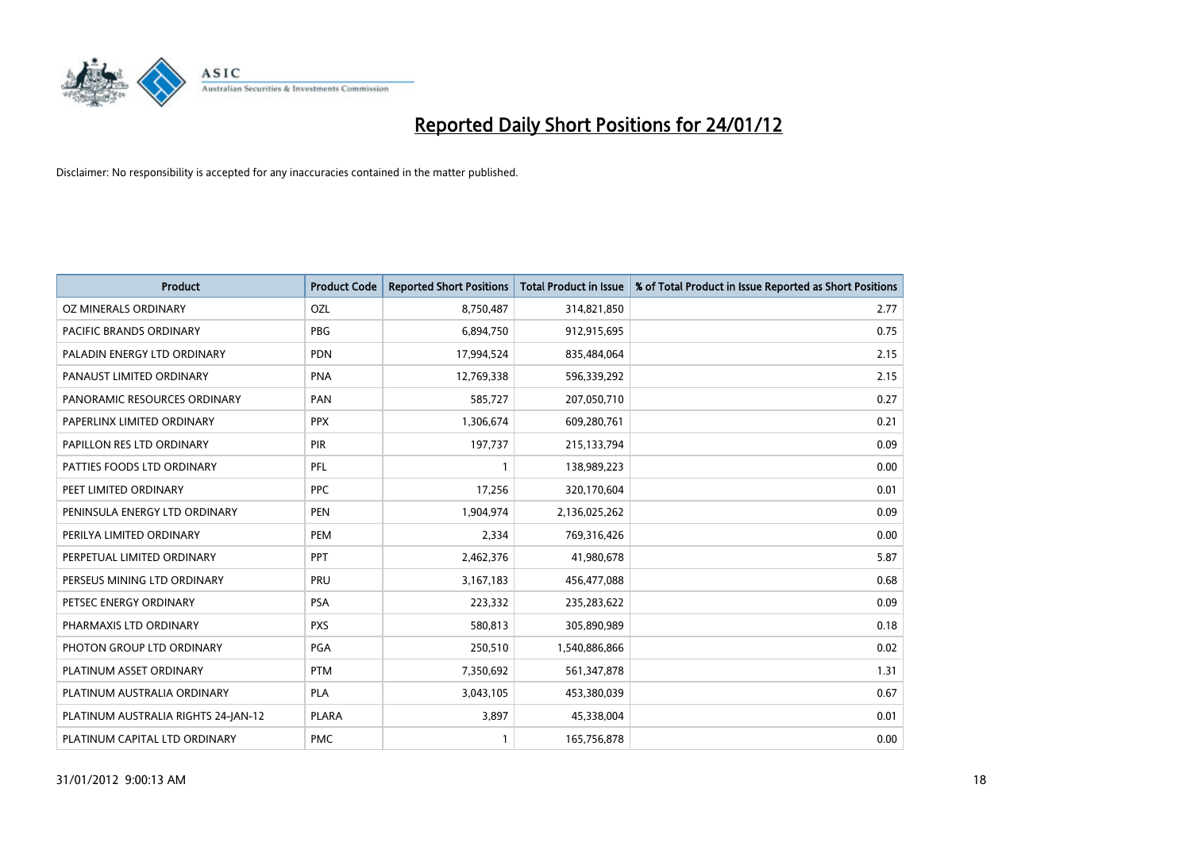# Reported Daily Short Positions for 24/01/12

Disclaimer: No responsibility is accepted for any inaccuracies contained in the matter published.

| Product | Product Code | Reported Short Positions | Total Product in Issue | % of Total Product in Issue Reported as Short Positions |
|---|---|---|---|---|
| OZ MINERALS ORDINARY | OZL | 8,750,487 | 314,821,850 | 2.77 |
| PACIFIC BRANDS ORDINARY | PBG | 6,894,750 | 912,915,695 | 0.75 |
| PALADIN ENERGY LTD ORDINARY | PDN | 17,994,524 | 835,484,064 | 2.15 |
| PANAUST LIMITED ORDINARY | PNA | 12,769,338 | 596,339,292 | 2.15 |
| PANORAMIC RESOURCES ORDINARY | PAN | 585,727 | 207,050,710 | 0.27 |
| PAPERLINX LIMITED ORDINARY | PPX | 1,306,674 | 609,280,761 | 0.21 |
| PAPILLON RES LTD ORDINARY | PIR | 197,737 | 215,133,794 | 0.09 |
| PATTIES FOODS LTD ORDINARY | PFL | 1 | 138,989,223 | 0.00 |
| PEET LIMITED ORDINARY | PPC | 17,256 | 320,170,604 | 0.01 |
| PENINSULA ENERGY LTD ORDINARY | PEN | 1,904,974 | 2,136,025,262 | 0.09 |
| PERILYA LIMITED ORDINARY | PEM | 2,334 | 769,316,426 | 0.00 |
| PERPETUAL LIMITED ORDINARY | PPT | 2,462,376 | 41,980,678 | 5.87 |
| PERSEUS MINING LTD ORDINARY | PRU | 3,167,183 | 456,477,088 | 0.68 |
| PETSEC ENERGY ORDINARY | PSA | 223,332 | 235,283,622 | 0.09 |
| PHARMAXIS LTD ORDINARY | PXS | 580,813 | 305,890,989 | 0.18 |
| PHOTON GROUP LTD ORDINARY | PGA | 250,510 | 1,540,886,866 | 0.02 |
| PLATINUM ASSET ORDINARY | PTM | 7,350,692 | 561,347,878 | 1.31 |
| PLATINUM AUSTRALIA ORDINARY | PLA | 3,043,105 | 453,380,039 | 0.67 |
| PLATINUM AUSTRALIA RIGHTS 24-JAN-12 | PLARA | 3,897 | 45,338,004 | 0.01 |
| PLATINUM CAPITAL LTD ORDINARY | PMC | 1 | 165,756,878 | 0.00 |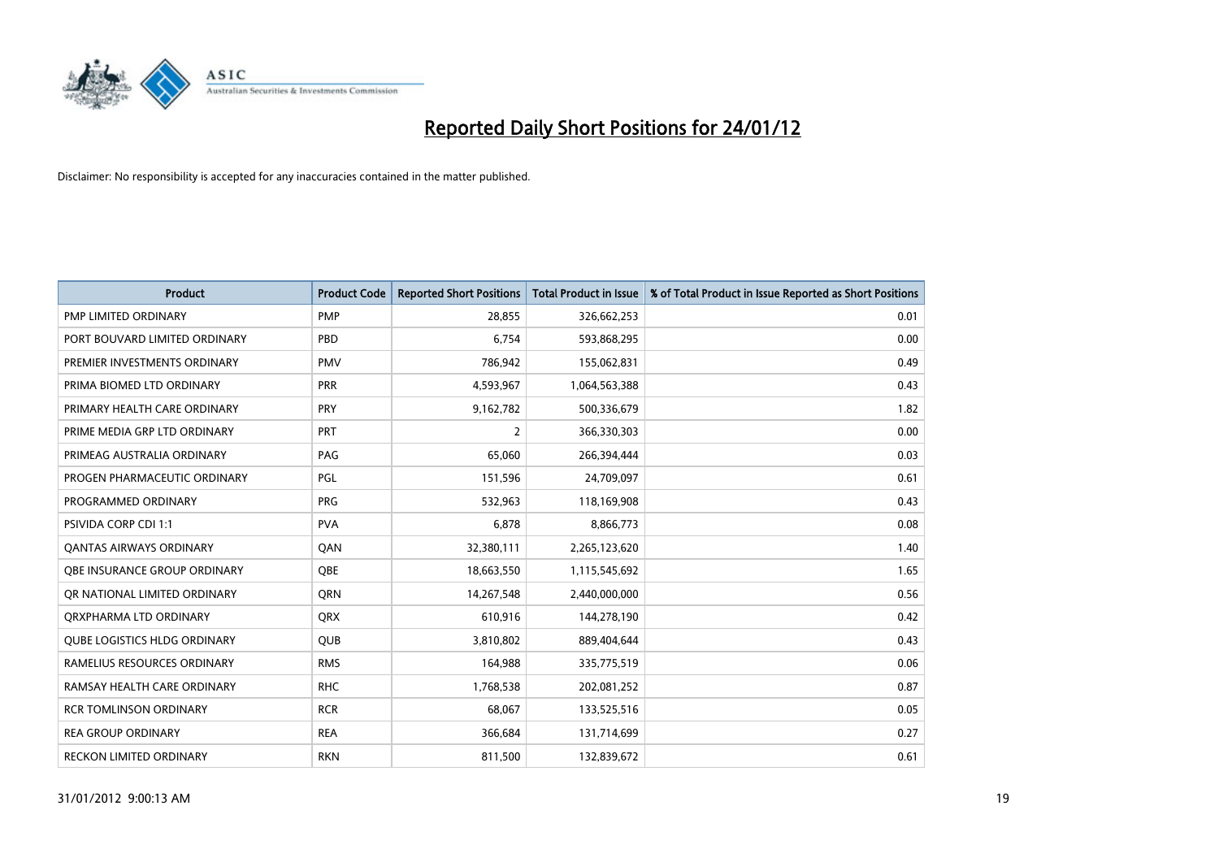# Reported Daily Short Positions for 24/01/12

Disclaimer: No responsibility is accepted for any inaccuracies contained in the matter published.

| Product | Product Code | Reported Short Positions | Total Product in Issue | % of Total Product in Issue Reported as Short Positions |
|---|---|---|---|---|
| PMP LIMITED ORDINARY | PMP | 28,855 | 326,662,253 | 0.01 |
| PORT BOUVARD LIMITED ORDINARY | PBD | 6,754 | 593,868,295 | 0.00 |
| PREMIER INVESTMENTS ORDINARY | PMV | 786,942 | 155,062,831 | 0.49 |
| PRIMA BIOMED LTD ORDINARY | PRR | 4,593,967 | 1,064,563,388 | 0.43 |
| PRIMARY HEALTH CARE ORDINARY | PRY | 9,162,782 | 500,336,679 | 1.82 |
| PRIME MEDIA GRP LTD ORDINARY | PRT | 2 | 366,330,303 | 0.00 |
| PRIMEAG AUSTRALIA ORDINARY | PAG | 65,060 | 266,394,444 | 0.03 |
| PROGEN PHARMACEUTIC ORDINARY | PGL | 151,596 | 24,709,097 | 0.61 |
| PROGRAMMED ORDINARY | PRG | 532,963 | 118,169,908 | 0.43 |
| PSIVIDA CORP CDI 1:1 | PVA | 6,878 | 8,866,773 | 0.08 |
| QANTAS AIRWAYS ORDINARY | QAN | 32,380,111 | 2,265,123,620 | 1.40 |
| QBE INSURANCE GROUP ORDINARY | QBE | 18,663,550 | 1,115,545,692 | 1.65 |
| QR NATIONAL LIMITED ORDINARY | QRN | 14,267,548 | 2,440,000,000 | 0.56 |
| QRXPHARMA LTD ORDINARY | QRX | 610,916 | 144,278,190 | 0.42 |
| QUBE LOGISTICS HLDG ORDINARY | QUB | 3,810,802 | 889,404,644 | 0.43 |
| RAMELIUS RESOURCES ORDINARY | RMS | 164,988 | 335,775,519 | 0.06 |
| RAMSAY HEALTH CARE ORDINARY | RHC | 1,768,538 | 202,081,252 | 0.87 |
| RCR TOMLINSON ORDINARY | RCR | 68,067 | 133,525,516 | 0.05 |
| REA GROUP ORDINARY | REA | 366,684 | 131,714,699 | 0.27 |
| RECKON LIMITED ORDINARY | RKN | 811,500 | 132,839,672 | 0.61 |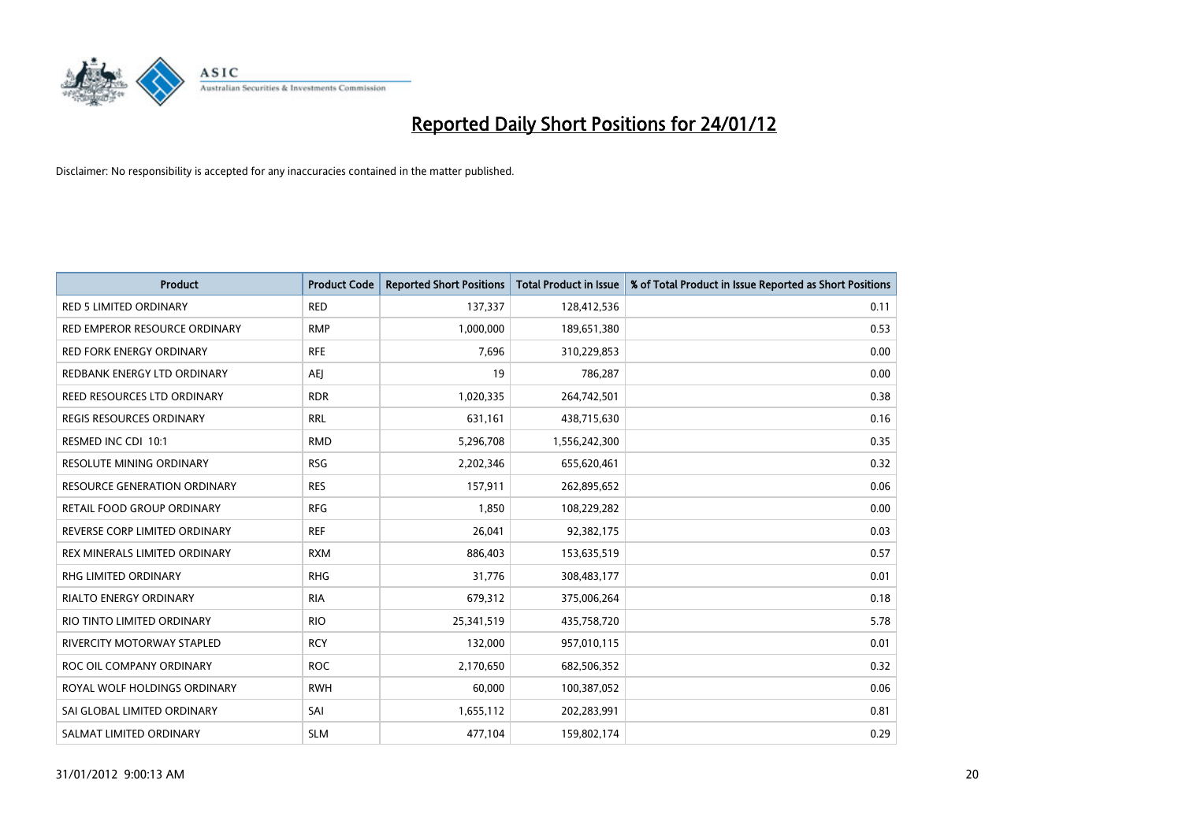# Reported Daily Short Positions for 24/01/12

Disclaimer: No responsibility is accepted for any inaccuracies contained in the matter published.

| Product | Product Code | Reported Short Positions | Total Product in Issue | % of Total Product in Issue Reported as Short Positions |
|---|---|---|---|---|
| RED 5 LIMITED ORDINARY | RED | 137,337 | 128,412,536 | 0.11 |
| RED EMPEROR RESOURCE ORDINARY | RMP | 1,000,000 | 189,651,380 | 0.53 |
| RED FORK ENERGY ORDINARY | RFE | 7,696 | 310,229,853 | 0.00 |
| REDBANK ENERGY LTD ORDINARY | AEJ | 19 | 786,287 | 0.00 |
| REED RESOURCES LTD ORDINARY | RDR | 1,020,335 | 264,742,501 | 0.38 |
| REGIS RESOURCES ORDINARY | RRL | 631,161 | 438,715,630 | 0.16 |
| RESMED INC CDI 10:1 | RMD | 5,296,708 | 1,556,242,300 | 0.35 |
| RESOLUTE MINING ORDINARY | RSG | 2,202,346 | 655,620,461 | 0.32 |
| RESOURCE GENERATION ORDINARY | RES | 157,911 | 262,895,652 | 0.06 |
| RETAIL FOOD GROUP ORDINARY | RFG | 1,850 | 108,229,282 | 0.00 |
| REVERSE CORP LIMITED ORDINARY | REF | 26,041 | 92,382,175 | 0.03 |
| REX MINERALS LIMITED ORDINARY | RXM | 886,403 | 153,635,519 | 0.57 |
| RHG LIMITED ORDINARY | RHG | 31,776 | 308,483,177 | 0.01 |
| RIALTO ENERGY ORDINARY | RIA | 679,312 | 375,006,264 | 0.18 |
| RIO TINTO LIMITED ORDINARY | RIO | 25,341,519 | 435,758,720 | 5.78 |
| RIVERCITY MOTORWAY STAPLED | RCY | 132,000 | 957,010,115 | 0.01 |
| ROC OIL COMPANY ORDINARY | ROC | 2,170,650 | 682,506,352 | 0.32 |
| ROYAL WOLF HOLDINGS ORDINARY | RWH | 60,000 | 100,387,052 | 0.06 |
| SAI GLOBAL LIMITED ORDINARY | SAI | 1,655,112 | 202,283,991 | 0.81 |
| SALMAT LIMITED ORDINARY | SLM | 477,104 | 159,802,174 | 0.29 |

31/01/2012 9:00:13 AM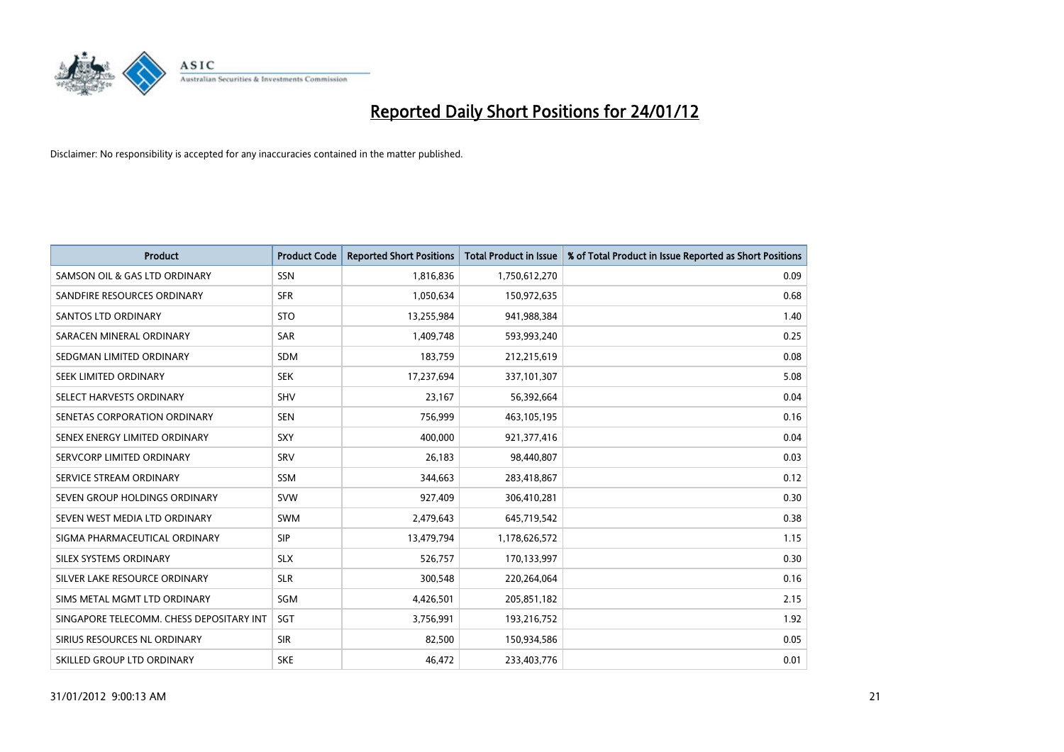# Reported Daily Short Positions for 24/01/12

Disclaimer: No responsibility is accepted for any inaccuracies contained in the matter published.

| Product | Product Code | Reported Short Positions | Total Product in Issue | % of Total Product in Issue Reported as Short Positions |
|---|---|---|---|---|
| SAMSON OIL & GAS LTD ORDINARY | SSN | 1,816,836 | 1,750,612,270 | 0.09 |
| SANDFIRE RESOURCES ORDINARY | SFR | 1,050,634 | 150,972,635 | 0.68 |
| SANTOS LTD ORDINARY | STO | 13,255,984 | 941,988,384 | 1.40 |
| SARACEN MINERAL ORDINARY | SAR | 1,409,748 | 593,993,240 | 0.25 |
| SEDGMAN LIMITED ORDINARY | SDM | 183,759 | 212,215,619 | 0.08 |
| SEEK LIMITED ORDINARY | SEK | 17,237,694 | 337,101,307 | 5.08 |
| SELECT HARVESTS ORDINARY | SHV | 23,167 | 56,392,664 | 0.04 |
| SENETAS CORPORATION ORDINARY | SEN | 756,999 | 463,105,195 | 0.16 |
| SENEX ENERGY LIMITED ORDINARY | SXY | 400,000 | 921,377,416 | 0.04 |
| SERVCORP LIMITED ORDINARY | SRV | 26,183 | 98,440,807 | 0.03 |
| SERVICE STREAM ORDINARY | SSM | 344,663 | 283,418,867 | 0.12 |
| SEVEN GROUP HOLDINGS ORDINARY | SVW | 927,409 | 306,410,281 | 0.30 |
| SEVEN WEST MEDIA LTD ORDINARY | SWM | 2,479,643 | 645,719,542 | 0.38 |
| SIGMA PHARMACEUTICAL ORDINARY | SIP | 13,479,794 | 1,178,626,572 | 1.15 |
| SILEX SYSTEMS ORDINARY | SLX | 526,757 | 170,133,997 | 0.30 |
| SILVER LAKE RESOURCE ORDINARY | SLR | 300,548 | 220,264,064 | 0.16 |
| SIMS METAL MGMT LTD ORDINARY | SGM | 4,426,501 | 205,851,182 | 2.15 |
| SINGAPORE TELECOMM. CHESS DEPOSITARY INT | SGT | 3,756,991 | 193,216,752 | 1.92 |
| SIRIUS RESOURCES NL ORDINARY | SIR | 82,500 | 150,934,586 | 0.05 |
| SKILLED GROUP LTD ORDINARY | SKE | 46,472 | 233,403,776 | 0.01 |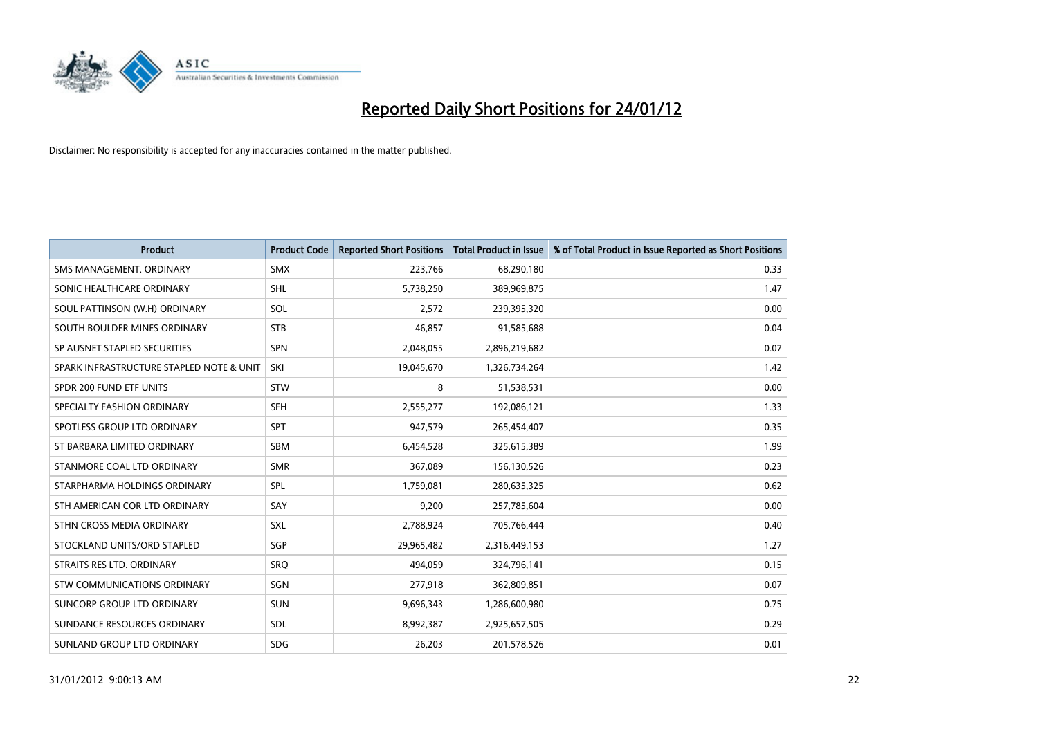# Reported Daily Short Positions for 24/01/12

Disclaimer: No responsibility is accepted for any inaccuracies contained in the matter published.

| Product | Product Code | Reported Short Positions | Total Product in Issue | % of Total Product in Issue Reported as Short Positions |
|---|---|---|---|---|
| SMS MANAGEMENT. ORDINARY | SMX | 223,766 | 68,290,180 | 0.33 |
| SONIC HEALTHCARE ORDINARY | SHL | 5,738,250 | 389,969,875 | 1.47 |
| SOUL PATTINSON (W.H) ORDINARY | SOL | 2,572 | 239,395,320 | 0.00 |
| SOUTH BOULDER MINES ORDINARY | STB | 46,857 | 91,585,688 | 0.04 |
| SP AUSNET STAPLED SECURITIES | SPN | 2,048,055 | 2,896,219,682 | 0.07 |
| SPARK INFRASTRUCTURE STAPLED NOTE & UNIT | SKI | 19,045,670 | 1,326,734,264 | 1.42 |
| SPDR 200 FUND ETF UNITS | STW | 8 | 51,538,531 | 0.00 |
| SPECIALTY FASHION ORDINARY | SFH | 2,555,277 | 192,086,121 | 1.33 |
| SPOTLESS GROUP LTD ORDINARY | SPT | 947,579 | 265,454,407 | 0.35 |
| ST BARBARA LIMITED ORDINARY | SBM | 6,454,528 | 325,615,389 | 1.99 |
| STANMORE COAL LTD ORDINARY | SMR | 367,089 | 156,130,526 | 0.23 |
| STARPHARMA HOLDINGS ORDINARY | SPL | 1,759,081 | 280,635,325 | 0.62 |
| STH AMERICAN COR LTD ORDINARY | SAY | 9,200 | 257,785,604 | 0.00 |
| STHN CROSS MEDIA ORDINARY | SXL | 2,788,924 | 705,766,444 | 0.40 |
| STOCKLAND UNITS/ORD STAPLED | SGP | 29,965,482 | 2,316,449,153 | 1.27 |
| STRAITS RES LTD. ORDINARY | SRQ | 494,059 | 324,796,141 | 0.15 |
| STW COMMUNICATIONS ORDINARY | SGN | 277,918 | 362,809,851 | 0.07 |
| SUNCORP GROUP LTD ORDINARY | SUN | 9,696,343 | 1,286,600,980 | 0.75 |
| SUNDANCE RESOURCES ORDINARY | SDL | 8,992,387 | 2,925,657,505 | 0.29 |
| SUNLAND GROUP LTD ORDINARY | SDG | 26,203 | 201,578,526 | 0.01 |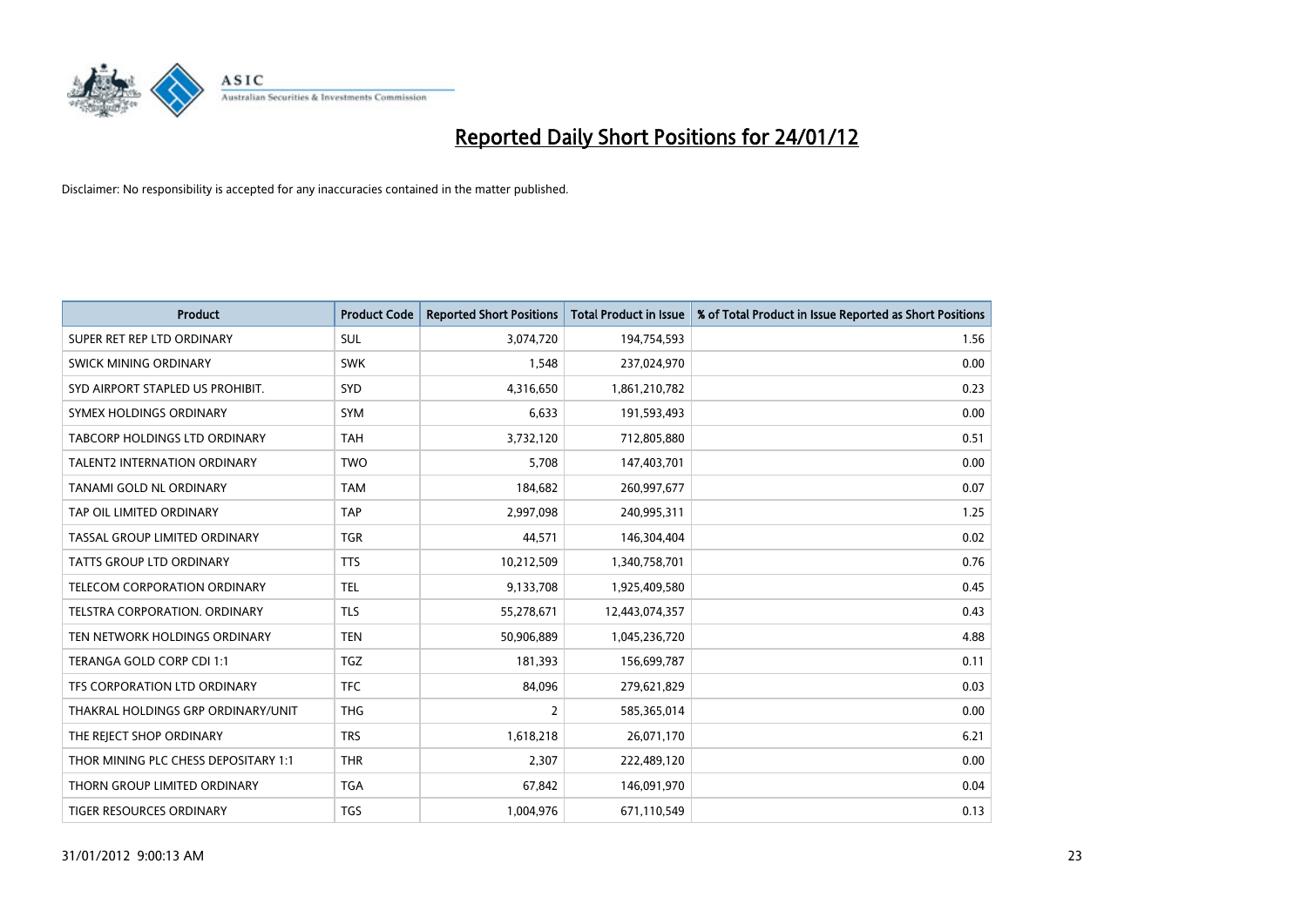# Reported Daily Short Positions for 24/01/12

Disclaimer: No responsibility is accepted for any inaccuracies contained in the matter published.

| Product | Product Code | Reported Short Positions | Total Product in Issue | % of Total Product in Issue Reported as Short Positions |
|---|---|---|---|---|
| SUPER RET REP LTD ORDINARY | SUL | 3,074,720 | 194,754,593 | 1.56 |
| SWICK MINING ORDINARY | SWK | 1,548 | 237,024,970 | 0.00 |
| SYD AIRPORT STAPLED US PROHIBIT. | SYD | 4,316,650 | 1,861,210,782 | 0.23 |
| SYMEX HOLDINGS ORDINARY | SYM | 6,633 | 191,593,493 | 0.00 |
| TABCORP HOLDINGS LTD ORDINARY | TAH | 3,732,120 | 712,805,880 | 0.51 |
| TALENT2 INTERNATION ORDINARY | TWO | 5,708 | 147,403,701 | 0.00 |
| TANAMI GOLD NL ORDINARY | TAM | 184,682 | 260,997,677 | 0.07 |
| TAP OIL LIMITED ORDINARY | TAP | 2,997,098 | 240,995,311 | 1.25 |
| TASSAL GROUP LIMITED ORDINARY | TGR | 44,571 | 146,304,404 | 0.02 |
| TATTS GROUP LTD ORDINARY | TTS | 10,212,509 | 1,340,758,701 | 0.76 |
| TELECOM CORPORATION ORDINARY | TEL | 9,133,708 | 1,925,409,580 | 0.45 |
| TELSTRA CORPORATION. ORDINARY | TLS | 55,278,671 | 12,443,074,357 | 0.43 |
| TEN NETWORK HOLDINGS ORDINARY | TEN | 50,906,889 | 1,045,236,720 | 4.88 |
| TERANGA GOLD CORP CDI 1:1 | TGZ | 181,393 | 156,699,787 | 0.11 |
| TFS CORPORATION LTD ORDINARY | TFC | 84,096 | 279,621,829 | 0.03 |
| THAKRAL HOLDINGS GRP ORDINARY/UNIT | THG | 2 | 585,365,014 | 0.00 |
| THE REJECT SHOP ORDINARY | TRS | 1,618,218 | 26,071,170 | 6.21 |
| THOR MINING PLC CHESS DEPOSITARY 1:1 | THR | 2,307 | 222,489,120 | 0.00 |
| THORN GROUP LIMITED ORDINARY | TGA | 67,842 | 146,091,970 | 0.04 |
| TIGER RESOURCES ORDINARY | TGS | 1,004,976 | 671,110,549 | 0.13 |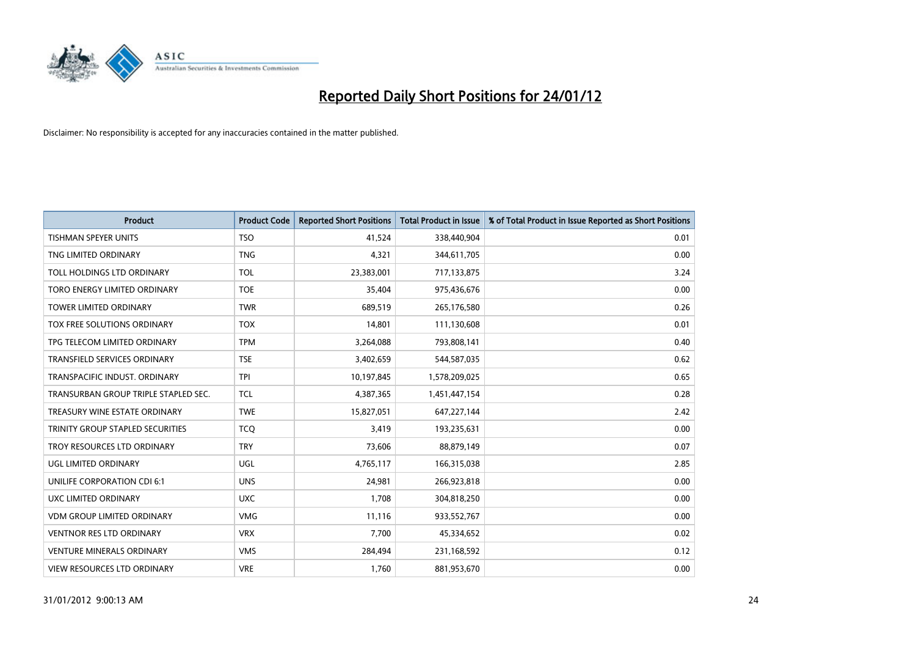# Reported Daily Short Positions for 24/01/12

Disclaimer: No responsibility is accepted for any inaccuracies contained in the matter published.

| Product | Product Code | Reported Short Positions | Total Product in Issue | % of Total Product in Issue Reported as Short Positions |
|---|---|---|---|---|
| TISHMAN SPEYER UNITS | TSO | 41,524 | 338,440,904 | 0.01 |
| TNG LIMITED ORDINARY | TNG | 4,321 | 344,611,705 | 0.00 |
| TOLL HOLDINGS LTD ORDINARY | TOL | 23,383,001 | 717,133,875 | 3.24 |
| TORO ENERGY LIMITED ORDINARY | TOE | 35,404 | 975,436,676 | 0.00 |
| TOWER LIMITED ORDINARY | TWR | 689,519 | 265,176,580 | 0.26 |
| TOX FREE SOLUTIONS ORDINARY | TOX | 14,801 | 111,130,608 | 0.01 |
| TPG TELECOM LIMITED ORDINARY | TPM | 3,264,088 | 793,808,141 | 0.40 |
| TRANSFIELD SERVICES ORDINARY | TSE | 3,402,659 | 544,587,035 | 0.62 |
| TRANSPACIFIC INDUST. ORDINARY | TPI | 10,197,845 | 1,578,209,025 | 0.65 |
| TRANSURBAN GROUP TRIPLE STAPLED SEC. | TCL | 4,387,365 | 1,451,447,154 | 0.28 |
| TREASURY WINE ESTATE ORDINARY | TWE | 15,827,051 | 647,227,144 | 2.42 |
| TRINITY GROUP STAPLED SECURITIES | TCQ | 3,419 | 193,235,631 | 0.00 |
| TROY RESOURCES LTD ORDINARY | TRY | 73,606 | 88,879,149 | 0.07 |
| UGL LIMITED ORDINARY | UGL | 4,765,117 | 166,315,038 | 2.85 |
| UNILIFE CORPORATION CDI 6:1 | UNS | 24,981 | 266,923,818 | 0.00 |
| UXC LIMITED ORDINARY | UXC | 1,708 | 304,818,250 | 0.00 |
| VDM GROUP LIMITED ORDINARY | VMG | 11,116 | 933,552,767 | 0.00 |
| VENTNOR RES LTD ORDINARY | VRX | 7,700 | 45,334,652 | 0.02 |
| VENTURE MINERALS ORDINARY | VMS | 284,494 | 231,168,592 | 0.12 |
| VIEW RESOURCES LTD ORDINARY | VRE | 1,760 | 881,953,670 | 0.00 |

31/01/2012 9:00:13 AM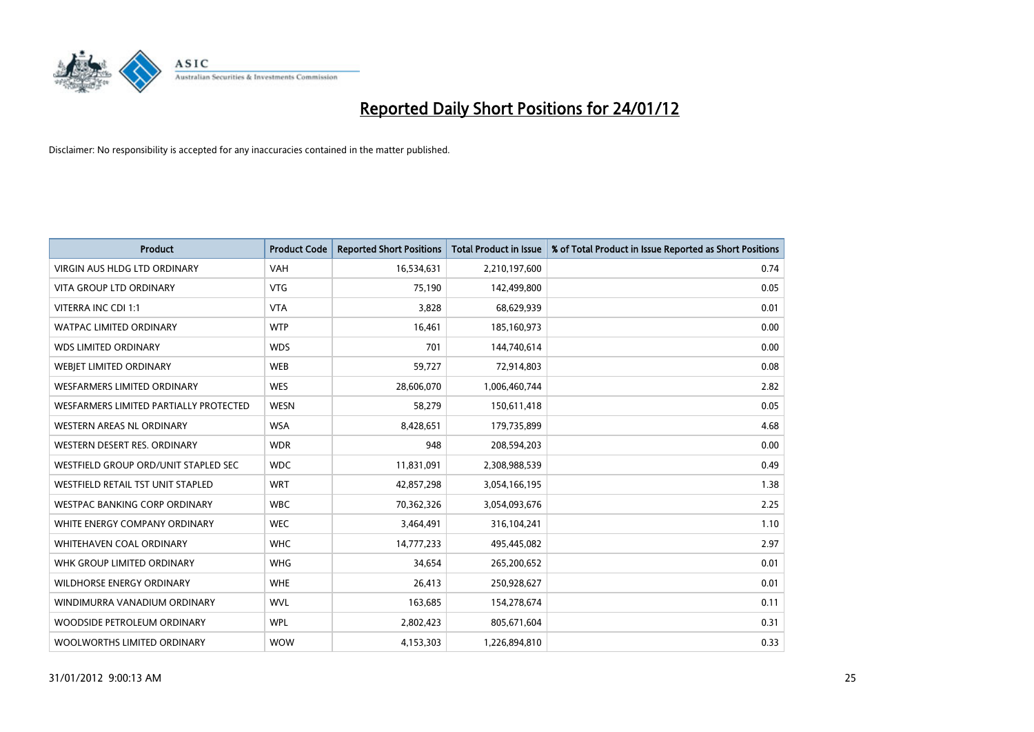# Reported Daily Short Positions for 24/01/12

Disclaimer: No responsibility is accepted for any inaccuracies contained in the matter published.

| Product | Product Code | Reported Short Positions | Total Product in Issue | % of Total Product in Issue Reported as Short Positions |
| --- | --- | --- | --- | --- |
| VIRGIN AUS HLDG LTD ORDINARY | VAH | 16,534,631 | 2,210,197,600 | 0.74 |
| VITA GROUP LTD ORDINARY | VTG | 75,190 | 142,499,800 | 0.05 |
| VITERRA INC CDI 1:1 | VTA | 3,828 | 68,629,939 | 0.01 |
| WATPAC LIMITED ORDINARY | WTP | 16,461 | 185,160,973 | 0.00 |
| WDS LIMITED ORDINARY | WDS | 701 | 144,740,614 | 0.00 |
| WEBJET LIMITED ORDINARY | WEB | 59,727 | 72,914,803 | 0.08 |
| WESFARMERS LIMITED ORDINARY | WES | 28,606,070 | 1,006,460,744 | 2.82 |
| WESFARMERS LIMITED PARTIALLY PROTECTED | WESN | 58,279 | 150,611,418 | 0.05 |
| WESTERN AREAS NL ORDINARY | WSA | 8,428,651 | 179,735,899 | 4.68 |
| WESTERN DESERT RES. ORDINARY | WDR | 948 | 208,594,203 | 0.00 |
| WESTFIELD GROUP ORD/UNIT STAPLED SEC | WDC | 11,831,091 | 2,308,988,539 | 0.49 |
| WESTFIELD RETAIL TST UNIT STAPLED | WRT | 42,857,298 | 3,054,166,195 | 1.38 |
| WESTPAC BANKING CORP ORDINARY | WBC | 70,362,326 | 3,054,093,676 | 2.25 |
| WHITE ENERGY COMPANY ORDINARY | WEC | 3,464,491 | 316,104,241 | 1.10 |
| WHITEHAVEN COAL ORDINARY | WHC | 14,777,233 | 495,445,082 | 2.97 |
| WHK GROUP LIMITED ORDINARY | WHG | 34,654 | 265,200,652 | 0.01 |
| WILDHORSE ENERGY ORDINARY | WHE | 26,413 | 250,928,627 | 0.01 |
| WINDIMURRA VANADIUM ORDINARY | WVL | 163,685 | 154,278,674 | 0.11 |
| WOODSIDE PETROLEUM ORDINARY | WPL | 2,802,423 | 805,671,604 | 0.31 |
| WOOLWORTHS LIMITED ORDINARY | WOW | 4,153,303 | 1,226,894,810 | 0.33 |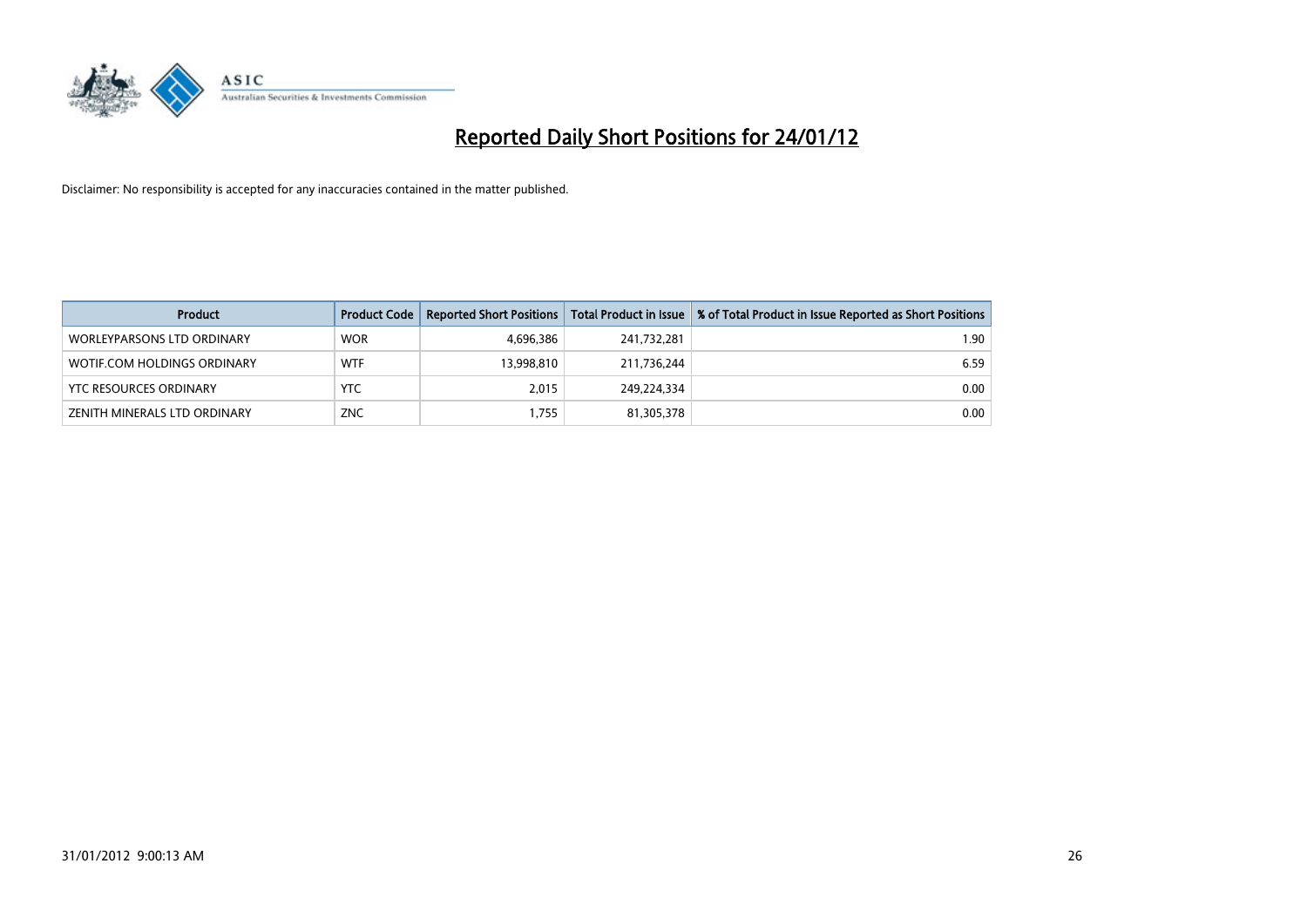# Reported Daily Short Positions for 24/01/12

Disclaimer: No responsibility is accepted for any inaccuracies contained in the matter published.

| Product | Product Code | Reported Short Positions | Total Product in Issue | % of Total Product in Issue Reported as Short Positions |
|---|---|---|---|---|
| WORLEYPARSONS LTD ORDINARY | WOR | 4,696,386 | 241,732,281 | 1.90 |
| WOTIF.COM HOLDINGS ORDINARY | WTF | 13,998,810 | 211,736,244 | 6.59 |
| YTC RESOURCES ORDINARY | YTC | 2,015 | 249,224,334 | 0.00 |
| ZENITH MINERALS LTD ORDINARY | ZNC | 1,755 | 81,305,378 | 0.00 |